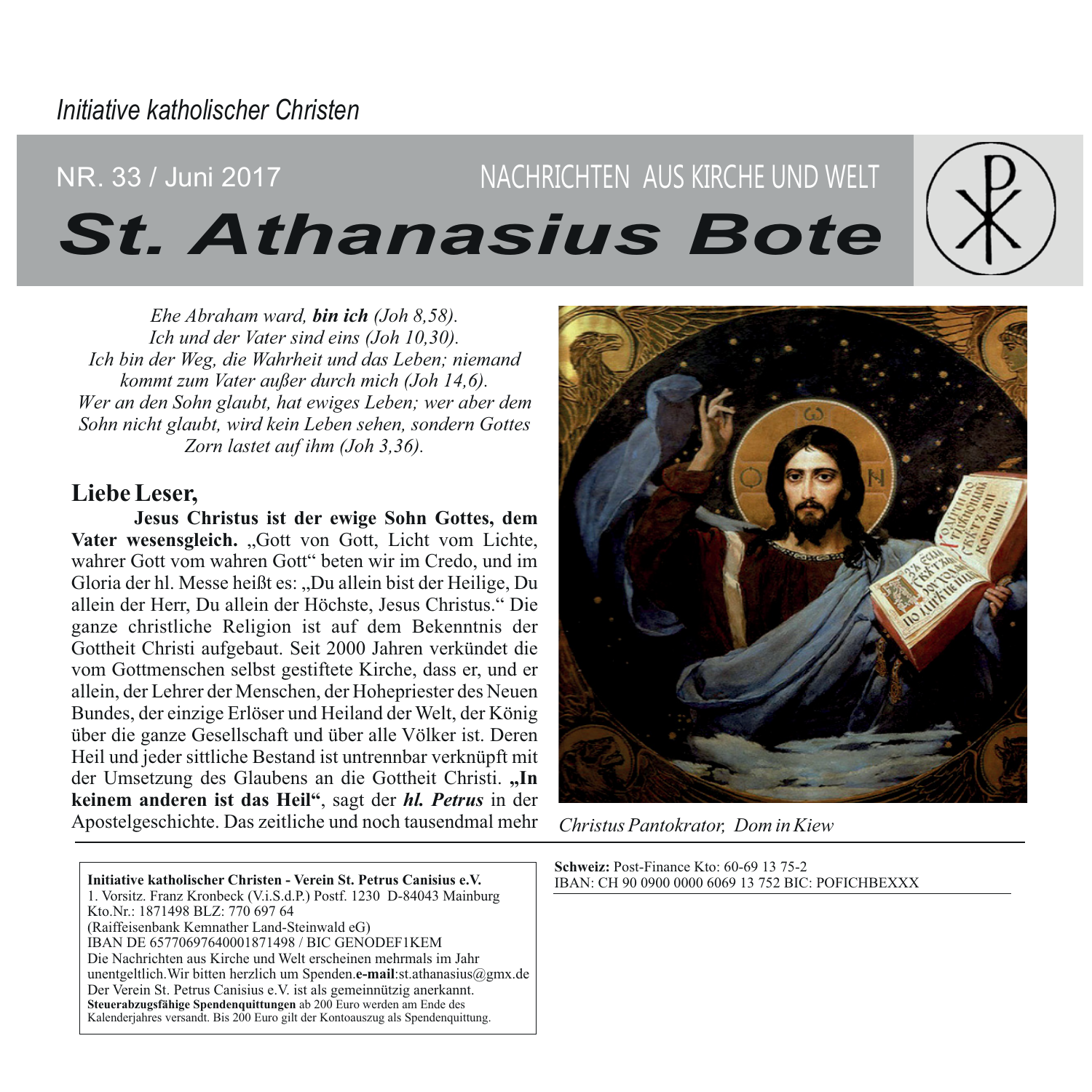*Initiative katholischer Christen*

NR. 33 / Juni 2017

NACHRICHTEN AUS KIRCHE UND WELT

# St. Athanasius Bote

*Ehe Abraham ward, **bin ich** (Joh 8,58).*
*Ich und der Vater sind eins (Joh 10,30).*
*Ich bin der Weg, die Wahrheit und das Leben; niemand kommt zum Vater außer durch mich (Joh 14,6).*
*Wer an den Sohn glaubt, hat ewiges Leben; wer aber dem Sohn nicht glaubt, wird kein Leben sehen, sondern Gottes Zorn lastet auf ihm (Joh 3,36).*

## Liebe Leser,

**Jesus Christus ist der ewige Sohn Gottes, dem Vater wesensgleich.** „Gott von Gott, Licht vom Lichte, wahrer Gott vom wahren Gott" beten wir im Credo, und im Gloria der hl. Messe heißt es: „Du allein bist der Heilige, Du allein der Herr, Du allein der Höchste, Jesus Christus." Die ganze christliche Religion ist auf dem Bekenntnis der Gottheit Christi aufgebaut. Seit 2000 Jahren verkündet die vom Gottmenschen selbst gestiftete Kirche, dass er, und er allein, der Lehrer der Menschen, der Hohepriester des Neuen Bundes, der einzige Erlöser und Heiland der Welt, der König über die ganze Gesellschaft und über alle Völker ist. Deren Heil und jeder sittliche Bestand ist untrennbar verknüpft mit der Umsetzung des Glaubens an die Gottheit Christi. **„In keinem anderen ist das Heil"**, sagt der ***hl. Petrus*** in der Apostelgeschichte. Das zeitliche und noch tausendmal mehr

*Christus Pantokrator, Dom in Kiew*

**Initiative katholischer Christen - Verein St. Petrus Canisius e.V.**
1. Vorsitz. Franz Kronbeck (V.i.S.d.P.) Postf. 1230 D-84043 Mainburg
Kto.Nr.: 1871498 BLZ: 770 697 64
(Raiffeisenbank Kemnather Land-Steinwald eG)
IBAN DE 65770697640001871498 / BIC GENODEF1KEM
Die Nachrichten aus Kirche und Welt erscheinen mehrmals im Jahr unentgeltlich. Wir bitten herzlich um Spenden. **e-mail**: st.athanasius@gmx.de
Der Verein St. Petrus Canisius e.V. ist als gemeinnützig anerkannt.
**Steuerabzugsfähige Spendenquittungen** ab 200 Euro werden am Ende des Kalenderjahres versandt. Bis 200 Euro gilt der Kontoauszug als Spendenquittung.

**Schweiz:** Post-Finance Kto: 60-69 13 75-2
IBAN: CH 90 0900 0000 6069 13 752 BIC: POFICHBEXXX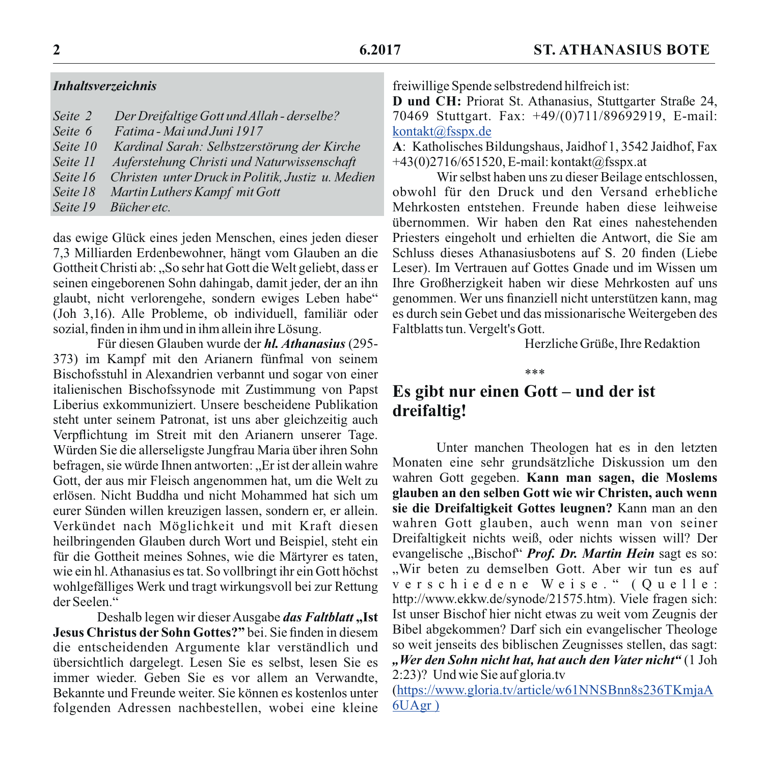***Inhaltsverzeichnis***

*Seite 2 Der Dreifaltige Gott und Allah - derselbe?*
*Seite 6 Fatima - Mai und Juni 1917*
*Seite 10 Kardinal Sarah: Selbstzerstörung der Kirche*
*Seite 11 Auferstehung Christi und Naturwissenschaft*
*Seite 16 Christen unter Druck in Politik, Justiz u. Medien*
*Seite 18 Martin Luthers Kampf mit Gott*
*Seite 19 Bücher etc.*

das ewige Glück eines jeden Menschen, eines jeden dieser 7,3 Milliarden Erdenbewohner, hängt vom Glauben an die Gottheit Christi ab: „So sehr hat Gott die Welt geliebt, dass er seinen eingeborenen Sohn dahingab, damit jeder, der an ihn glaubt, nicht verlorengehe, sondern ewiges Leben habe" (Joh 3,16). Alle Probleme, ob individuell, familiär oder sozial, finden in ihm und in ihm allein ihre Lösung.

Für diesen Glauben wurde der ***hl. Athanasius*** (295-373) im Kampf mit den Arianern fünfmal von seinem Bischofsstuhl in Alexandrien verbannt und sogar von einer italienischen Bischofssynode mit Zustimmung von Papst Liberius exkommuniziert. Unsere bescheidene Publikation steht unter seinem Patronat, ist uns aber gleichzeitig auch Verpflichtung im Streit mit den Arianern unserer Tage. Würden Sie die allerseligste Jungfrau Maria über ihren Sohn befragen, sie würde Ihnen antworten: „Er ist der allein wahre Gott, der aus mir Fleisch angenommen hat, um die Welt zu erlösen. Nicht Buddha und nicht Mohammed hat sich um eurer Sünden willen kreuzigen lassen, sondern er, er allein. Verkündet nach Möglichkeit und mit Kraft diesen heilbringenden Glauben durch Wort und Beispiel, steht ein für die Gottheit meines Sohnes, wie die Märtyrer es taten, wie ein hl. Athanasius es tat. So vollbringt ihr ein Gott höchst wohlgefälliges Werk und tragt wirkungsvoll bei zur Rettung der Seelen."

Deshalb legen wir dieser Ausgabe ***das Faltblatt*** **„Ist Jesus Christus der Sohn Gottes?"** bei. Sie finden in diesem die entscheidenden Argumente klar verständlich und übersichtlich dargelegt. Lesen Sie es selbst, lesen Sie es immer wieder. Geben Sie es vor allem an Verwandte, Bekannte und Freunde weiter. Sie können es kostenlos unter folgenden Adressen nachbestellen, wobei eine kleine freiwillige Spende selbstredend hilfreich ist:

**D und CH:** Priorat St. Athanasius, Stuttgarter Straße 24, 70469 Stuttgart. Fax: +49/(0)711/89692919, E-mail: kontakt@fsspx.de

**A**: Katholisches Bildungshaus, Jaidhof 1, 3542 Jaidhof, Fax +43(0)2716/651520, E-mail: kontakt@fsspx.at

Wir selbst haben uns zu dieser Beilage entschlossen, obwohl für den Druck und den Versand erhebliche Mehrkosten entstehen. Freunde haben diese leihweise übernommen. Wir haben den Rat eines nahestehenden Priesters eingeholt und erhielten die Antwort, die Sie am Schluss dieses Athanasiusbotens auf S. 20 finden (Liebe Leser). Im Vertrauen auf Gottes Gnade und im Wissen um Ihre Großherzigkeit haben wir diese Mehrkosten auf uns genommen. Wer uns finanziell nicht unterstützen kann, mag es durch sein Gebet und das missionarische Weitergeben des Faltblatts tun. Vergelt's Gott.

Herzliche Grüße, Ihre Redaktion

***

## Es gibt nur einen Gott – und der ist dreifaltig!

Unter manchen Theologen hat es in den letzten Monaten eine sehr grundsätzliche Diskussion um den wahren Gott gegeben. **Kann man sagen, die Moslems glauben an den selben Gott wie wir Christen, auch wenn sie die Dreifaltigkeit Gottes leugnen?** Kann man an den wahren Gott glauben, auch wenn man von seiner Dreifaltigkeit nichts weiß, oder nichts wissen will? Der evangelische „Bischof" ***Prof. Dr. Martin Hein*** sagt es so: „Wir beten zu demselben Gott. Aber wir tun es auf verschiedene Weise." (Quelle: http://www.ekkw.de/synode/21575.htm). Viele fragen sich: Ist unser Bischof hier nicht etwas zu weit vom Zeugnis der Bibel abgekommen? Darf sich ein evangelischer Theologe so weit jenseits des biblischen Zeugnisses stellen, das sagt: ***„Wer den Sohn nicht hat, hat auch den Vater nicht"*** (1 Joh 2:23)? Und wie Sie auf gloria.tv (https://www.gloria.tv/article/w61NNSBnn8s236TKmjaA6UAgr )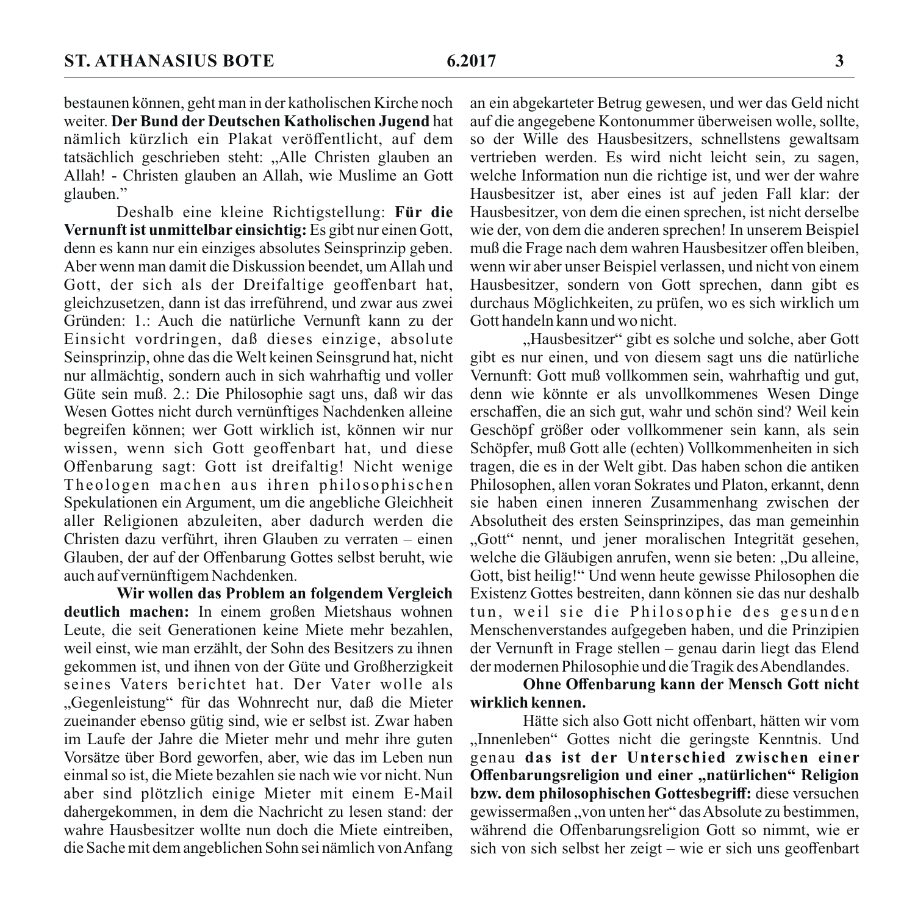bestaunen können, geht man in der katholischen Kirche noch weiter. **Der Bund der Deutschen Katholischen Jugend** hat nämlich kürzlich ein Plakat veröffentlicht, auf dem tatsächlich geschrieben steht: „Alle Christen glauben an Allah! - Christen glauben an Allah, wie Muslime an Gott glauben."

Deshalb eine kleine Richtigstellung: **Für die Vernunft ist unmittelbar einsichtig:** Es gibt nur einen Gott, denn es kann nur ein einziges absolutes Seinsprinzip geben. Aber wenn man damit die Diskussion beendet, um Allah und Gott, der sich als der Dreifaltige geoffenbart hat, gleichzusetzen, dann ist das irreführend, und zwar aus zwei Gründen: 1.: Auch die natürliche Vernunft kann zu der Einsicht vordringen, daß dieses einzige, absolute Seinsprinzip, ohne das die Welt keinen Seinsgrund hat, nicht nur allmächtig, sondern auch in sich wahrhaftig und voller Güte sein muß. 2.: Die Philosophie sagt uns, daß wir das Wesen Gottes nicht durch vernünftiges Nachdenken alleine begreifen können; wer Gott wirklich ist, können wir nur wissen, wenn sich Gott geoffenbart hat, und diese Offenbarung sagt: Gott ist dreifaltig! Nicht wenige Theologen machen aus ihren philosophischen Spekulationen ein Argument, um die angebliche Gleichheit aller Religionen abzuleiten, aber dadurch werden die Christen dazu verführt, ihren Glauben zu verraten – einen Glauben, der auf der Offenbarung Gottes selbst beruht, wie auch auf vernünftigem Nachdenken.

**Wir wollen das Problem an folgendem Vergleich deutlich machen:** In einem großen Mietshaus wohnen Leute, die seit Generationen keine Miete mehr bezahlen, weil einst, wie man erzählt, der Sohn des Besitzers zu ihnen gekommen ist, und ihnen von der Güte und Großherzigkeit seines Vaters berichtet hat. Der Vater wolle als „Gegenleistung" für das Wohnrecht nur, daß die Mieter zueinander ebenso gütig sind, wie er selbst ist. Zwar haben im Laufe der Jahre die Mieter mehr und mehr ihre guten Vorsätze über Bord geworfen, aber, wie das im Leben nun einmal so ist, die Miete bezahlen sie nach wie vor nicht. Nun aber sind plötzlich einige Mieter mit einem E-Mail dahergekommen, in dem die Nachricht zu lesen stand: der wahre Hausbesitzer wollte nun doch die Miete eintreiben, die Sache mit dem angeblichen Sohn sei nämlich von Anfang an ein abgekarteter Betrug gewesen, und wer das Geld nicht auf die angegebene Kontonummer überweisen wolle, sollte, so der Wille des Hausbesitzers, schnellstens gewaltsam vertrieben werden. Es wird nicht leicht sein, zu sagen, welche Information nun die richtige ist, und wer der wahre Hausbesitzer ist, aber eines ist auf jeden Fall klar: der Hausbesitzer, von dem die einen sprechen, ist nicht derselbe wie der, von dem die anderen sprechen! In unserem Beispiel muß die Frage nach dem wahren Hausbesitzer offen bleiben, wenn wir aber unser Beispiel verlassen, und nicht von einem Hausbesitzer, sondern von Gott sprechen, dann gibt es durchaus Möglichkeiten, zu prüfen, wo es sich wirklich um Gott handeln kann und wo nicht.

„Hausbesitzer" gibt es solche und solche, aber Gott gibt es nur einen, und von diesem sagt uns die natürliche Vernunft: Gott muß vollkommen sein, wahrhaftig und gut, denn wie könnte er als unvollkommenes Wesen Dinge erschaffen, die an sich gut, wahr und schön sind? Weil kein Geschöpf größer oder vollkommener sein kann, als sein Schöpfer, muß Gott alle (echten) Vollkommenheiten in sich tragen, die es in der Welt gibt. Das haben schon die antiken Philosophen, allen voran Sokrates und Platon, erkannt, denn sie haben einen inneren Zusammenhang zwischen der Absolutheit des ersten Seinsprinzipes, das man gemeinhin „Gott" nennt, und jener moralischen Integrität gesehen, welche die Gläubigen anrufen, wenn sie beten: „Du alleine, Gott, bist heilig!" Und wenn heute gewisse Philosophen die Existenz Gottes bestreiten, dann können sie das nur deshalb tun, weil sie die Philosophie des gesunden Menschenverstandes aufgegeben haben, und die Prinzipien der Vernunft in Frage stellen – genau darin liegt das Elend der modernen Philosophie und die Tragik des Abendlandes.

**Ohne Offenbarung kann der Mensch Gott nicht wirklich kennen.**

Hätte sich also Gott nicht offenbart, hätten wir vom „Innenleben" Gottes nicht die geringste Kenntnis. Und genau **das ist der Unterschied zwischen einer Offenbarungsreligion und einer „natürlichen" Religion bzw. dem philosophischen Gottesbegriff:** diese versuchen gewissermaßen „von unten her" das Absolute zu bestimmen, während die Offenbarungsreligion Gott so nimmt, wie er sich von sich selbst her zeigt – wie er sich uns geoffenbart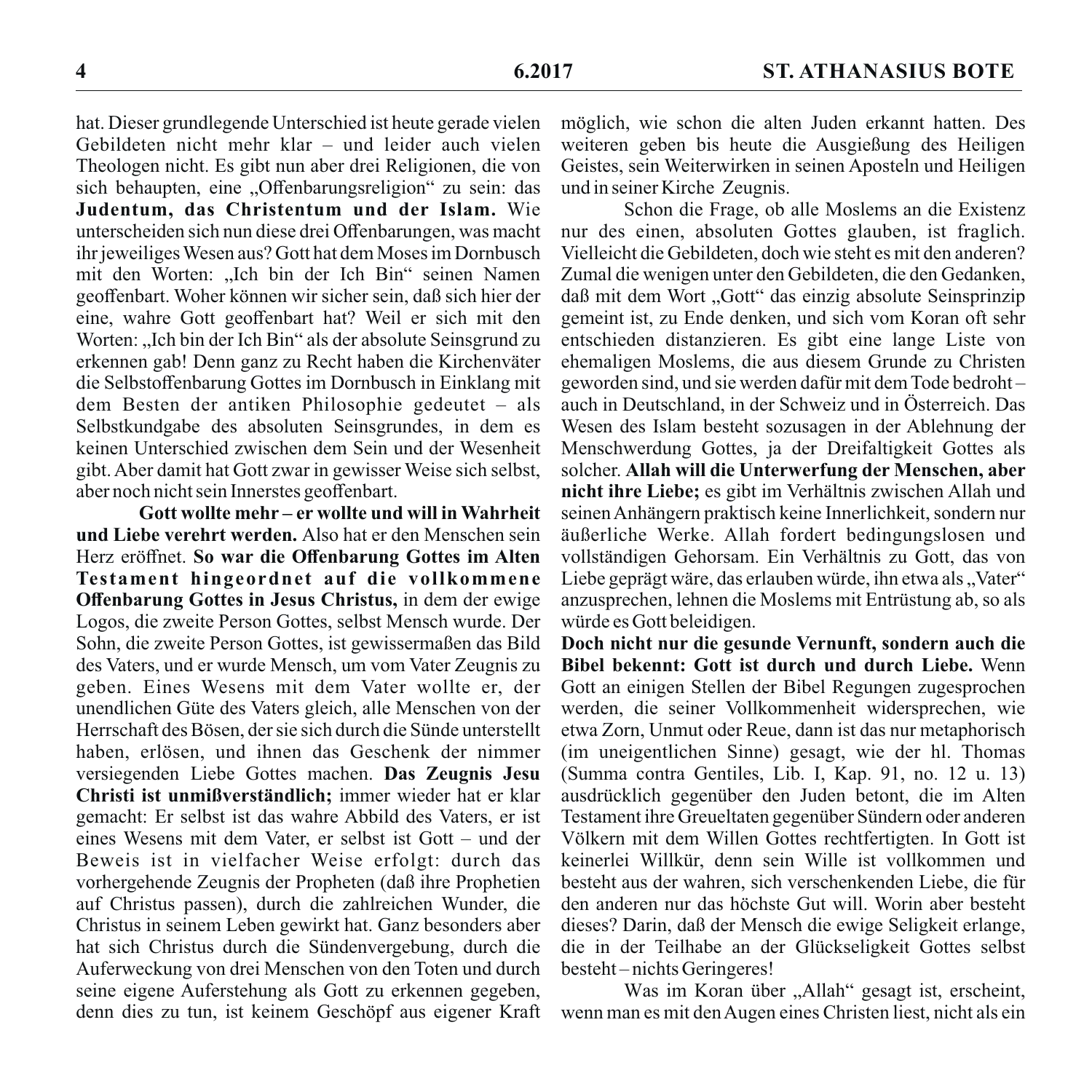hat. Dieser grundlegende Unterschied ist heute gerade vielen Gebildeten nicht mehr klar – und leider auch vielen Theologen nicht. Es gibt nun aber drei Religionen, die von sich behaupten, eine „Offenbarungsreligion“ zu sein: das **Judentum, das Christentum und der Islam.** Wie unterscheiden sich nun diese drei Offenbarungen, was macht ihr jeweiliges Wesen aus? Gott hat dem Moses im Dornbusch mit den Worten: „Ich bin der Ich Bin“ seinen Namen geoffenbart. Woher können wir sicher sein, daß sich hier der eine, wahre Gott geoffenbart hat? Weil er sich mit den Worten: „Ich bin der Ich Bin“ als der absolute Seinsgrund zu erkennen gab! Denn ganz zu Recht haben die Kirchenväter die Selbstoffenbarung Gottes im Dornbusch in Einklang mit dem Besten der antiken Philosophie gedeutet – als Selbstkundgabe des absoluten Seinsgrundes, in dem es keinen Unterschied zwischen dem Sein und der Wesenheit gibt. Aber damit hat Gott zwar in gewisser Weise sich selbst, aber noch nicht sein Innerstes geoffenbart.

**Gott wollte mehr – er wollte und will in Wahrheit und Liebe verehrt werden.** Also hat er den Menschen sein Herz eröffnet. **So war die Offenbarung Gottes im Alten Testament hingeordnet auf die vollkommene Offenbarung Gottes in Jesus Christus,** in dem der ewige Logos, die zweite Person Gottes, selbst Mensch wurde. Der Sohn, die zweite Person Gottes, ist gewissermaßen das Bild des Vaters, und er wurde Mensch, um vom Vater Zeugnis zu geben. Eines Wesens mit dem Vater wollte er, der unendlichen Güte des Vaters gleich, alle Menschen von der Herrschaft des Bösen, der sie sich durch die Sünde unterstellt haben, erlösen, und ihnen das Geschenk der nimmer versiegenden Liebe Gottes machen. **Das Zeugnis Jesu Christi ist unmißverständlich;** immer wieder hat er klar gemacht: Er selbst ist das wahre Abbild des Vaters, er ist eines Wesens mit dem Vater, er selbst ist Gott – und der Beweis ist in vielfacher Weise erfolgt: durch das vorhergehende Zeugnis der Propheten (daß ihre Prophetien auf Christus passen), durch die zahlreichen Wunder, die Christus in seinem Leben gewirkt hat. Ganz besonders aber hat sich Christus durch die Sündenvergebung, durch die Auferweckung von drei Menschen von den Toten und durch seine eigene Auferstehung als Gott zu erkennen gegeben, denn dies zu tun, ist keinem Geschöpf aus eigener Kraft möglich, wie schon die alten Juden erkannt hatten. Des weiteren geben bis heute die Ausgießung des Heiligen Geistes, sein Weiterwirken in seinen Aposteln und Heiligen und in seiner Kirche Zeugnis.

Schon die Frage, ob alle Moslems an die Existenz nur des einen, absoluten Gottes glauben, ist fraglich. Vielleicht die Gebildeten, doch wie steht es mit den anderen? Zumal die wenigen unter den Gebildeten, die den Gedanken, daß mit dem Wort „Gott“ das einzig absolute Seinsprinzip gemeint ist, zu Ende denken, und sich vom Koran oft sehr entschieden distanzieren. Es gibt eine lange Liste von ehemaligen Moslems, die aus diesem Grunde zu Christen geworden sind, und sie werden dafür mit dem Tode bedroht – auch in Deutschland, in der Schweiz und in Österreich. Das Wesen des Islam besteht sozusagen in der Ablehnung der Menschwerdung Gottes, ja der Dreifaltigkeit Gottes als solcher. **Allah will die Unterwerfung der Menschen, aber nicht ihre Liebe;** es gibt im Verhältnis zwischen Allah und seinen Anhängern praktisch keine Innerlichkeit, sondern nur äußerliche Werke. Allah fordert bedingungslosen und vollständigen Gehorsam. Ein Verhältnis zu Gott, das von Liebe geprägt wäre, das erlauben würde, ihn etwa als „Vater“ anzusprechen, lehnen die Moslems mit Entrüstung ab, so als würde es Gott beleidigen.

**Doch nicht nur die gesunde Vernunft, sondern auch die Bibel bekennt: Gott ist durch und durch Liebe.** Wenn Gott an einigen Stellen der Bibel Regungen zugesprochen werden, die seiner Vollkommenheit widersprechen, wie etwa Zorn, Unmut oder Reue, dann ist das nur metaphorisch (im uneigentlichen Sinne) gesagt, wie der hl. Thomas (Summa contra Gentiles, Lib. I, Kap. 91, no. 12 u. 13) ausdrücklich gegenüber den Juden betont, die im Alten Testament ihre Greueltaten gegenüber Sündern oder anderen Völkern mit dem Willen Gottes rechtfertigten. In Gott ist keinerlei Willkür, denn sein Wille ist vollkommen und besteht aus der wahren, sich verschenkenden Liebe, die für den anderen nur das höchste Gut will. Worin aber besteht dieses? Darin, daß der Mensch die ewige Seligkeit erlange, die in der Teilhabe an der Glückseligkeit Gottes selbst besteht – nichts Geringeres!

Was im Koran über „Allah“ gesagt ist, erscheint, wenn man es mit den Augen eines Christen liest, nicht als ein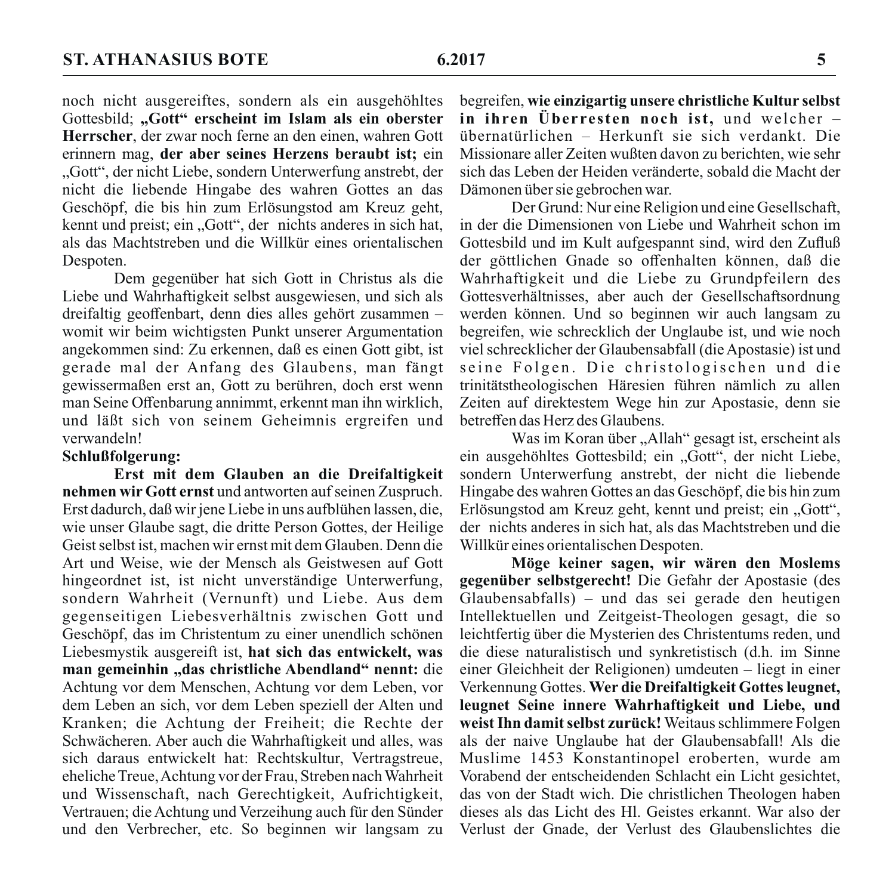noch nicht ausgereiftes, sondern als ein ausgehöhltes Gottesbild; **„Gott“ erscheint im Islam als ein oberster Herrscher**, der zwar noch ferne an den einen, wahren Gott erinnern mag, **der aber seines Herzens beraubt ist;** ein „Gott“, der nicht Liebe, sondern Unterwerfung anstrebt, der nicht die liebende Hingabe des wahren Gottes an das Geschöpf, die bis hin zum Erlösungstod am Kreuz geht, kennt und preist; ein „Gott“, der nichts anderes in sich hat, als das Machtstreben und die Willkür eines orientalischen Despoten.

Dem gegenüber hat sich Gott in Christus als die Liebe und Wahrhaftigkeit selbst ausgewiesen, und sich als dreifaltig geoffenbart, denn dies alles gehört zusammen – womit wir beim wichtigsten Punkt unserer Argumentation angekommen sind: Zu erkennen, daß es einen Gott gibt, ist gerade mal der Anfang des Glaubens, man fängt gewissermaßen erst an, Gott zu berühren, doch erst wenn man Seine Offenbarung annimmt, erkennt man ihn wirklich, und läßt sich von seinem Geheimnis ergreifen und verwandeln!

**Schlußfolgerung:**

**Erst mit dem Glauben an die Dreifaltigkeit nehmen wir Gott ernst** und antworten auf seinen Zuspruch. Erst dadurch, daß wir jene Liebe in uns aufblühen lassen, die, wie unser Glaube sagt, die dritte Person Gottes, der Heilige Geist selbst ist, machen wir ernst mit dem Glauben. Denn die Art und Weise, wie der Mensch als Geistwesen auf Gott hingeordnet ist, ist nicht unverständige Unterwerfung, sondern Wahrheit (Vernunft) und Liebe. Aus dem gegenseitigen Liebesverhältnis zwischen Gott und Geschöpf, das im Christentum zu einer unendlich schönen Liebesmystik ausgereift ist, **hat sich das entwickelt, was man gemeinhin „das christliche Abendland“ nennt:** die Achtung vor dem Menschen, Achtung vor dem Leben, vor dem Leben an sich, vor dem Leben speziell der Alten und Kranken; die Achtung der Freiheit; die Rechte der Schwächeren. Aber auch die Wahrhaftigkeit und alles, was sich daraus entwickelt hat: Rechtskultur, Vertragstreue, eheliche Treue, Achtung vor der Frau, Streben nach Wahrheit und Wissenschaft, nach Gerechtigkeit, Aufrichtigkeit, Vertrauen; die Achtung und Verzeihung auch für den Sünder und den Verbrecher, etc. So beginnen wir langsam zu begreifen, **wie einzigartig unsere christliche Kultur selbst in ihren Überresten noch ist,** und welcher – übernatürlichen – Herkunft sie sich verdankt. Die Missionare aller Zeiten wußten davon zu berichten, wie sehr sich das Leben der Heiden veränderte, sobald die Macht der Dämonen über sie gebrochen war.

Der Grund: Nur eine Religion und eine Gesellschaft, in der die Dimensionen von Liebe und Wahrheit schon im Gottesbild und im Kult aufgespannt sind, wird den Zufluß der göttlichen Gnade so offenhalten können, daß die Wahrhaftigkeit und die Liebe zu Grundpfeilern des Gottesverhältnisses, aber auch der Gesellschaftsordnung werden können. Und so beginnen wir auch langsam zu begreifen, wie schrecklich der Unglaube ist, und wie noch viel schrecklicher der Glaubensabfall (die Apostasie) ist und seine Folgen. Die christologischen und die trinitätstheologischen Häresien führen nämlich zu allen Zeiten auf direktestem Wege hin zur Apostasie, denn sie betreffen das Herz des Glaubens.

Was im Koran über „Allah“ gesagt ist, erscheint als ein ausgehöhltes Gottesbild; ein „Gott“, der nicht Liebe, sondern Unterwerfung anstrebt, der nicht die liebende Hingabe des wahren Gottes an das Geschöpf, die bis hin zum Erlösungstod am Kreuz geht, kennt und preist; ein „Gott“, der nichts anderes in sich hat, als das Machtstreben und die Willkür eines orientalischen Despoten.

**Möge keiner sagen, wir wären den Moslems gegenüber selbstgerecht!** Die Gefahr der Apostasie (des Glaubensabfalls) – und das sei gerade den heutigen Intellektuellen und Zeitgeist-Theologen gesagt, die so leichtfertig über die Mysterien des Christentums reden, und die diese naturalistisch und synkretistisch (d.h. im Sinne einer Gleichheit der Religionen) umdeuten – liegt in einer Verkennung Gottes. **Wer die Dreifaltigkeit Gottes leugnet, leugnet Seine innere Wahrhaftigkeit und Liebe, und weist Ihn damit selbst zurück!** Weitaus schlimmere Folgen als der naive Unglaube hat der Glaubensabfall! Als die Muslime 1453 Konstantinopel eroberten, wurde am Vorabend der entscheidenden Schlacht ein Licht gesichtet, das von der Stadt wich. Die christlichen Theologen haben dieses als das Licht des Hl. Geistes erkannt. War also der Verlust der Gnade, der Verlust des Glaubenslichtes die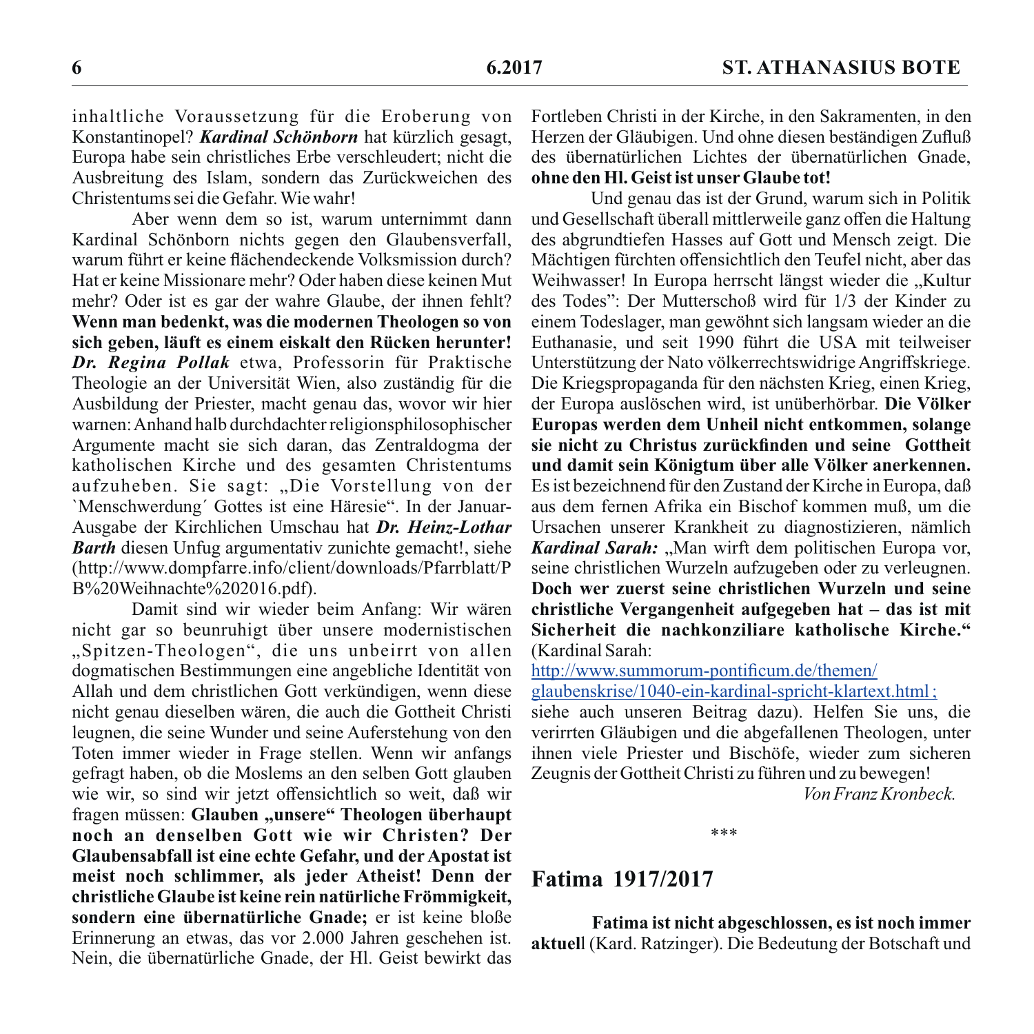inhaltliche Voraussetzung für die Eroberung von Konstantinopel? ***Kardinal Schönborn*** hat kürzlich gesagt, Europa habe sein christliches Erbe verschleudert; nicht die Ausbreitung des Islam, sondern das Zurückweichen des Christentums sei die Gefahr. Wie wahr!

Aber wenn dem so ist, warum unternimmt dann Kardinal Schönborn nichts gegen den Glaubensverfall, warum führt er keine flächendeckende Volksmission durch? Hat er keine Missionare mehr? Oder haben diese keinen Mut mehr? Oder ist es gar der wahre Glaube, der ihnen fehlt? **Wenn man bedenkt, was die modernen Theologen so von sich geben, läuft es einem eiskalt den Rücken herunter!** ***Dr. Regina Pollak*** etwa, Professorin für Praktische Theologie an der Universität Wien, also zuständig für die Ausbildung der Priester, macht genau das, wovor wir hier warnen: Anhand halb durchdachter religionsphilosophischer Argumente macht sie sich daran, das Zentraldogma der katholischen Kirche und des gesamten Christentums aufzuheben. Sie sagt: „Die Vorstellung von der \`Menschwerdung´ Gottes ist eine Häresie". In der Januar-Ausgabe der Kirchlichen Umschau hat ***Dr. Heinz-Lothar Barth*** diesen Unfug argumentativ zunichte gemacht!, siehe (http://www.dompfarre.info/client/downloads/Pfarrblatt/PB%20Weihnachte%202016.pdf).

Damit sind wir wieder beim Anfang: Wir wären nicht gar so beunruhigt über unsere modernistischen „Spitzen-Theologen", die uns unbeirrt von allen dogmatischen Bestimmungen eine angebliche Identität von Allah und dem christlichen Gott verkündigen, wenn diese nicht genau dieselben wären, die auch die Gottheit Christi leugnen, die seine Wunder und seine Auferstehung von den Toten immer wieder in Frage stellen. Wenn wir anfangs gefragt haben, ob die Moslems an den selben Gott glauben wie wir, so sind wir jetzt offensichtlich so weit, daß wir fragen müssen: **Glauben „unsere" Theologen überhaupt noch an denselben Gott wie wir Christen? Der Glaubensabfall ist eine echte Gefahr, und der Apostat ist meist noch schlimmer, als jeder Atheist! Denn der christliche Glaube ist keine rein natürliche Frömmigkeit, sondern eine übernatürliche Gnade;** er ist keine bloße Erinnerung an etwas, das vor 2.000 Jahren geschehen ist. Nein, die übernatürliche Gnade, der Hl. Geist bewirkt das Fortleben Christi in der Kirche, in den Sakramenten, in den Herzen der Gläubigen. Und ohne diesen beständigen Zufluß des übernatürlichen Lichtes der übernatürlichen Gnade, **ohne den Hl. Geist ist unser Glaube tot!**

Und genau das ist der Grund, warum sich in Politik und Gesellschaft überall mittlerweile ganz offen die Haltung des abgrundtiefen Hasses auf Gott und Mensch zeigt. Die Mächtigen fürchten offensichtlich den Teufel nicht, aber das Weihwasser! In Europa herrscht längst wieder die „Kultur des Todes": Der Mutterschoß wird für 1/3 der Kinder zu einem Todeslager, man gewöhnt sich langsam wieder an die Euthanasie, und seit 1990 führt die USA mit teilweiser Unterstützung der Nato völkerrechtswidrige Angriffskriege. Die Kriegspropaganda für den nächsten Krieg, einen Krieg, der Europa auslöschen wird, ist unüberhörbar. **Die Völker Europas werden dem Unheil nicht entkommen, solange sie nicht zu Christus zurückfinden und seine Gottheit und damit sein Königtum über alle Völker anerkennen.** Es ist bezeichnend für den Zustand der Kirche in Europa, daß aus dem fernen Afrika ein Bischof kommen muß, um die Ursachen unserer Krankheit zu diagnostizieren, nämlich ***Kardinal Sarah:*** „Man wirft dem politischen Europa vor, seine christlichen Wurzeln aufzugeben oder zu verleugnen. **Doch wer zuerst seine christlichen Wurzeln und seine christliche Vergangenheit aufgegeben hat – das ist mit Sicherheit die nachkonziliare katholische Kirche."** (Kardinal Sarah: http://www.summorum-pontificum.de/themen/glaubenskrise/1040-ein-kardinal-spricht-klartext.html ; siehe auch unseren Beitrag dazu). Helfen Sie uns, die verirrten Gläubigen und die abgefallenen Theologen, unter ihnen viele Priester und Bischöfe, wieder zum sicheren Zeugnis der Gottheit Christi zu führen und zu bewegen!

*Von Franz Kronbeck.*

\*\*\*

## Fatima 1917/2017

**Fatima ist nicht abgeschlossen, es ist noch immer aktuel**l (Kard. Ratzinger). Die Bedeutung der Botschaft und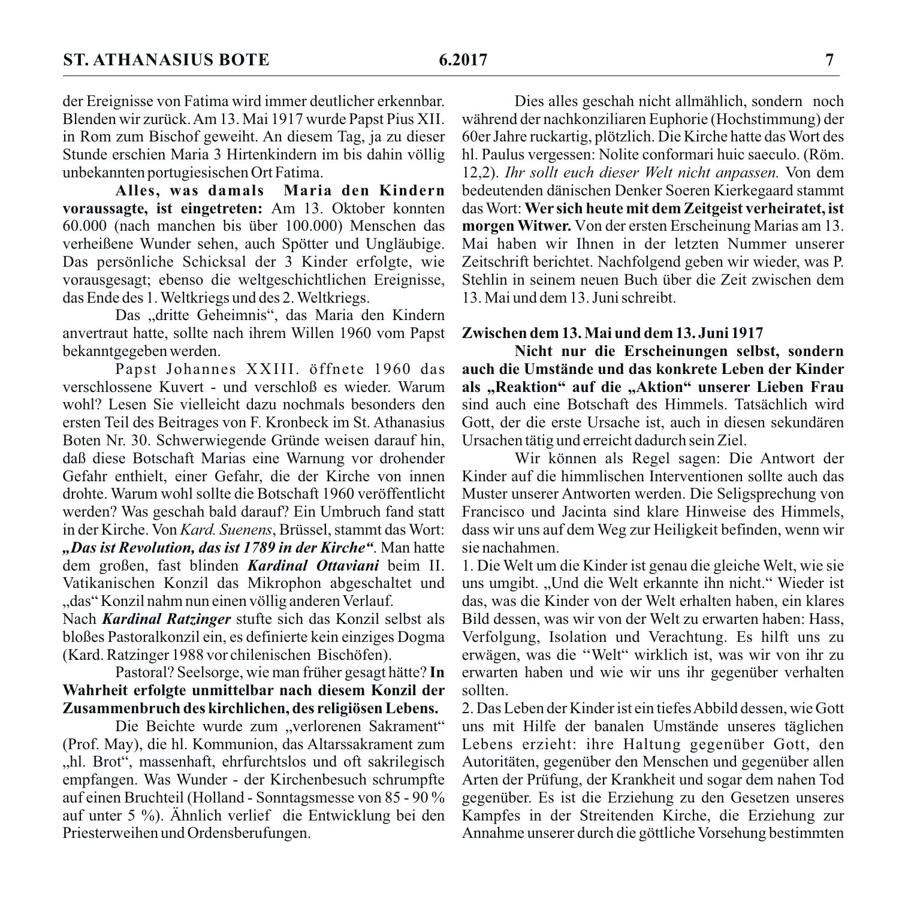der Ereignisse von Fatima wird immer deutlicher erkennbar. Blenden wir zurück. Am 13. Mai 1917 wurde Papst Pius XII. in Rom zum Bischof geweiht. An diesem Tag, ja zu dieser Stunde erschien Maria 3 Hirtenkindern im bis dahin völlig unbekannten portugiesischen Ort Fatima.

**Alles, was damals Maria den Kindern voraussagte, ist eingetreten:** Am 13. Oktober konnten 60.000 (nach manchen bis über 100.000) Menschen das verheißene Wunder sehen, auch Spötter und Ungläubige. Das persönliche Schicksal der 3 Kinder erfolgte, wie vorausgesagt; ebenso die weltgeschichtlichen Ereignisse, das Ende des 1. Weltkriegs und des 2. Weltkriegs.

Das „dritte Geheimnis", das Maria den Kindern anvertraut hatte, sollte nach ihrem Willen 1960 vom Papst bekanntgegeben werden.

Papst Johannes XXIII. öffnete 1960 das verschlossene Kuvert - und verschloß es wieder. Warum wohl? Lesen Sie vielleicht dazu nochmals besonders den ersten Teil des Beitrages von F. Kronbeck im St. Athanasius Boten Nr. 30. Schwerwiegende Gründe weisen darauf hin, daß diese Botschaft Marias eine Warnung vor drohender Gefahr enthielt, einer Gefahr, die der Kirche von innen drohte. Warum wohl sollte die Botschaft 1960 veröffentlicht werden? Was geschah bald darauf? Ein Umbruch fand statt in der Kirche. Von *Kard. Suenens*, Brüssel, stammt das Wort: ***„Das ist Revolution, das ist 1789 in der Kirche"***. Man hatte dem großen, fast blinden ***Kardinal Ottaviani*** beim II. Vatikanischen Konzil das Mikrophon abgeschaltet und „das" Konzil nahm nun einen völlig anderen Verlauf.

Nach ***Kardinal Ratzinger*** stufte sich das Konzil selbst als bloßes Pastoralkonzil ein, es definierte kein einziges Dogma (Kard. Ratzinger 1988 vor chilenischen Bischöfen).

Pastoral? Seelsorge, wie man früher gesagt hätte? **In Wahrheit erfolgte unmittelbar nach diesem Konzil der Zusammenbruch des kirchlichen, des religiösen Lebens.**

Die Beichte wurde zum „verlorenen Sakrament" (Prof. May), die hl. Kommunion, das Altarssakrament zum „hl. Brot", massenhaft, ehrfurchtslos und oft sakrilegisch empfangen. Was Wunder - der Kirchenbesuch schrumpfte auf einen Bruchteil (Holland - Sonntagsmesse von 85 - 90 % auf unter 5 %). Ähnlich verlief die Entwicklung bei den Priesterweihen und Ordensberufungen.

Dies alles geschah nicht allmählich, sondern noch während der nachkonziliaren Euphorie (Hochstimmung) der 60er Jahre ruckartig, plötzlich. Die Kirche hatte das Wort des hl. Paulus vergessen: Nolite conformari huic saeculo. (Röm. 12,2). *Ihr sollt euch dieser Welt nicht anpassen.* Von dem bedeutenden dänischen Denker Soeren Kierkegaard stammt das Wort: **Wer sich heute mit dem Zeitgeist verheiratet, ist morgen Witwer.** Von der ersten Erscheinung Marias am 13. Mai haben wir Ihnen in der letzten Nummer unserer Zeitschrift berichtet. Nachfolgend geben wir wieder, was P. Stehlin in seinem neuen Buch über die Zeit zwischen dem 13. Mai und dem 13. Juni schreibt.

**Zwischen dem 13. Mai und dem 13. Juni 1917**

**Nicht nur die Erscheinungen selbst, sondern auch die Umstände und das konkrete Leben der Kinder als „Reaktion" auf die „Aktion" unserer Lieben Frau** sind auch eine Botschaft des Himmels. Tatsächlich wird Gott, der die erste Ursache ist, auch in diesen sekundären Ursachen tätig und erreicht dadurch sein Ziel.

Wir können als Regel sagen: Die Antwort der Kinder auf die himmlischen Interventionen sollte auch das Muster unserer Antworten werden. Die Seligsprechung von Francisco und Jacinta sind klare Hinweise des Himmels, dass wir uns auf dem Weg zur Heiligkeit befinden, wenn wir sie nachahmen.

1. Die Welt um die Kinder ist genau die gleiche Welt, wie sie uns umgibt. „Und die Welt erkannte ihn nicht." Wieder ist das, was die Kinder von der Welt erhalten haben, ein klares Bild dessen, was wir von der Welt zu erwarten haben: Hass, Verfolgung, Isolation und Verachtung. Es hilft uns zu erwägen, was die "Welt" wirklich ist, was wir von ihr zu erwarten haben und wie wir uns ihr gegenüber verhalten sollten.

2. Das Leben der Kinder ist ein tiefes Abbild dessen, wie Gott uns mit Hilfe der banalen Umstände unseres täglichen Lebens erzieht: ihre Haltung gegenüber Gott, den Autoritäten, gegenüber den Menschen und gegenüber allen Arten der Prüfung, der Krankheit und sogar dem nahen Tod gegenüber. Es ist die Erziehung zu den Gesetzen unseres Kampfes in der Streitenden Kirche, die Erziehung zur Annahme unserer durch die göttliche Vorsehung bestimmten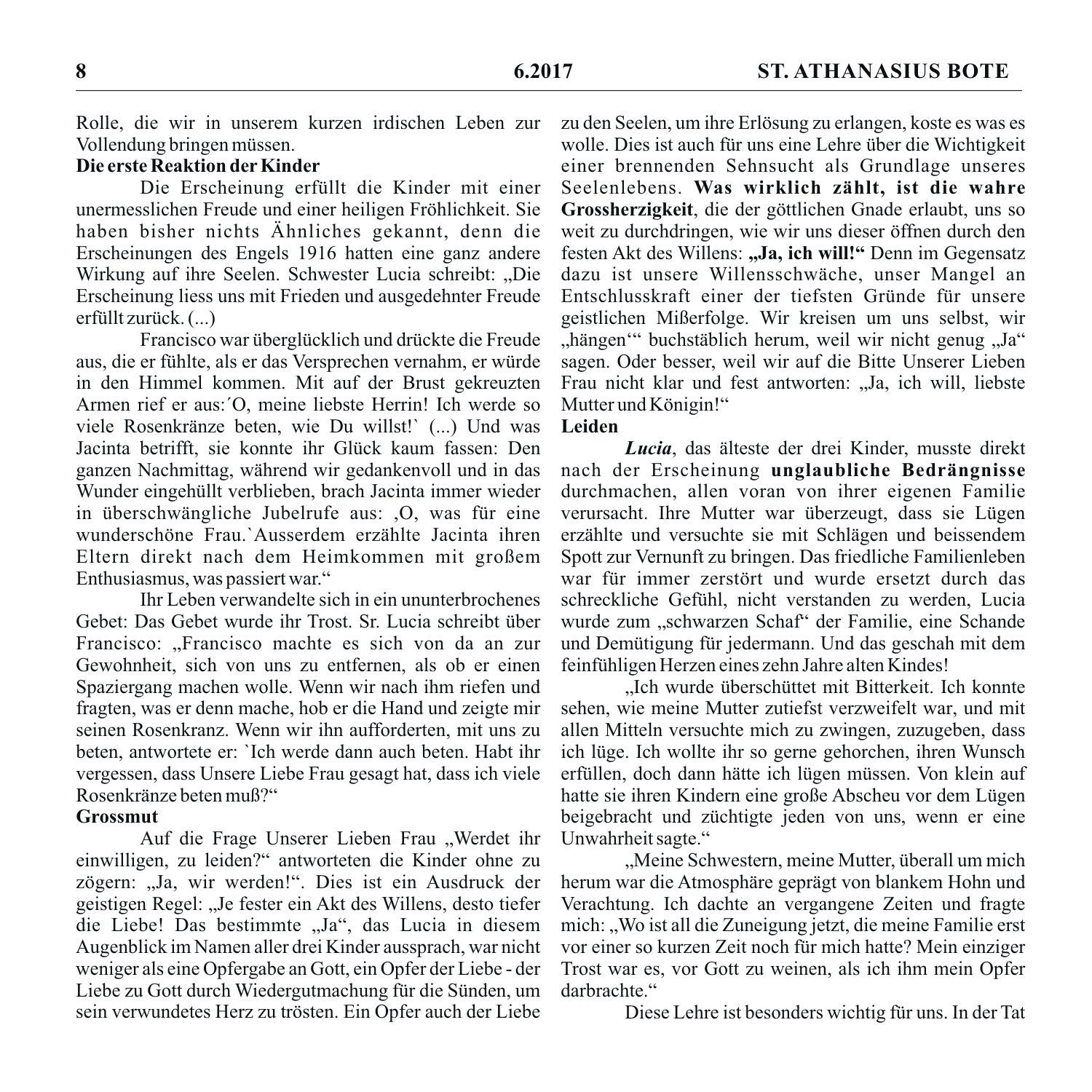Rolle, die wir in unserem kurzen irdischen Leben zur Vollendung bringen müssen.

**Die erste Reaktion der Kinder**

Die Erscheinung erfüllt die Kinder mit einer unermesslichen Freude und einer heiligen Fröhlichkeit. Sie haben bisher nichts Ähnliches gekannt, denn die Erscheinungen des Engels 1916 hatten eine ganz andere Wirkung auf ihre Seelen. Schwester Lucia schreibt: „Die Erscheinung liess uns mit Frieden und ausgedehnter Freude erfüllt zurück. (...)

Francisco war überglücklich und drückte die Freude aus, die er fühlte, als er das Versprechen vernahm, er würde in den Himmel kommen. Mit auf der Brust gekreuzten Armen rief er aus:´O, meine liebste Herrin! Ich werde so viele Rosenkränze beten, wie Du willst!` (...) Und was Jacinta betrifft, sie konnte ihr Glück kaum fassen: Den ganzen Nachmittag, während wir gedankenvoll und in das Wunder eingehüllt verblieben, brach Jacinta immer wieder in überschwängliche Jubelrufe aus: ‚O, was für eine wunderschöne Frau.`Ausserdem erzählte Jacinta ihren Eltern direkt nach dem Heimkommen mit großem Enthusiasmus, was passiert war."

Ihr Leben verwandelte sich in ein ununterbrochenes Gebet: Das Gebet wurde ihr Trost. Sr. Lucia schreibt über Francisco: „Francisco machte es sich von da an zur Gewohnheit, sich von uns zu entfernen, als ob er einen Spaziergang machen wolle. Wenn wir nach ihm riefen und fragten, was er denn mache, hob er die Hand und zeigte mir seinen Rosenkranz. Wenn wir ihn aufforderten, mit uns zu beten, antwortete er: `Ich werde dann auch beten. Habt ihr vergessen, dass Unsere Liebe Frau gesagt hat, dass ich viele Rosenkränze beten muß?"

**Grossmut**

Auf die Frage Unserer Lieben Frau „Werdet ihr einwilligen, zu leiden?" antworteten die Kinder ohne zu zögern: „Ja, wir werden!". Dies ist ein Ausdruck der geistigen Regel: „Je fester ein Akt des Willens, desto tiefer die Liebe! Das bestimmte „Ja", das Lucia in diesem Augenblick im Namen aller drei Kinder aussprach, war nicht weniger als eine Opfergabe an Gott, ein Opfer der Liebe - der Liebe zu Gott durch Wiedergutmachung für die Sünden, um sein verwundetes Herz zu trösten. Ein Opfer auch der Liebe zu den Seelen, um ihre Erlösung zu erlangen, koste es was es wolle. Dies ist auch für uns eine Lehre über die Wichtigkeit einer brennenden Sehnsucht als Grundlage unseres Seelenlebens. **Was wirklich zählt, ist die wahre Grossherzigkeit**, die der göttlichen Gnade erlaubt, uns so weit zu durchdringen, wie wir uns dieser öffnen durch den festen Akt des Willens: **„Ja, ich will!"** Denn im Gegensatz dazu ist unsere Willensschwäche, unser Mangel an Entschlusskraft einer der tiefsten Gründe für unsere geistlichen Mißerfolge. Wir kreisen um uns selbst, wir „hängen'" buchstäblich herum, weil wir nicht genug „Ja" sagen. Oder besser, weil wir auf die Bitte Unserer Lieben Frau nicht klar und fest antworten: „Ja, ich will, liebste Mutter und Königin!"

**Leiden**

***Lucia***, das älteste der drei Kinder, musste direkt nach der Erscheinung **unglaubliche Bedrängnisse** durchmachen, allen voran von ihrer eigenen Familie verursacht. Ihre Mutter war überzeugt, dass sie Lügen erzählte und versuchte sie mit Schlägen und beissendem Spott zur Vernunft zu bringen. Das friedliche Familienleben war für immer zerstört und wurde ersetzt durch das schreckliche Gefühl, nicht verstanden zu werden, Lucia wurde zum „schwarzen Schaf" der Familie, eine Schande und Demütigung für jedermann. Und das geschah mit dem feinfühligen Herzen eines zehn Jahre alten Kindes!

„Ich wurde überschüttet mit Bitterkeit. Ich konnte sehen, wie meine Mutter zutiefst verzweifelt war, und mit allen Mitteln versuchte mich zu zwingen, zuzugeben, dass ich lüge. Ich wollte ihr so gerne gehorchen, ihren Wunsch erfüllen, doch dann hätte ich lügen müssen. Von klein auf hatte sie ihren Kindern eine große Abscheu vor dem Lügen beigebracht und züchtigte jeden von uns, wenn er eine Unwahrheit sagte."

„Meine Schwestern, meine Mutter, überall um mich herum war die Atmosphäre geprägt von blankem Hohn und Verachtung. Ich dachte an vergangene Zeiten und fragte mich: „Wo ist all die Zuneigung jetzt, die meine Familie erst vor einer so kurzen Zeit noch für mich hatte? Mein einziger Trost war es, vor Gott zu weinen, als ich ihm mein Opfer darbrachte."

Diese Lehre ist besonders wichtig für uns. In der Tat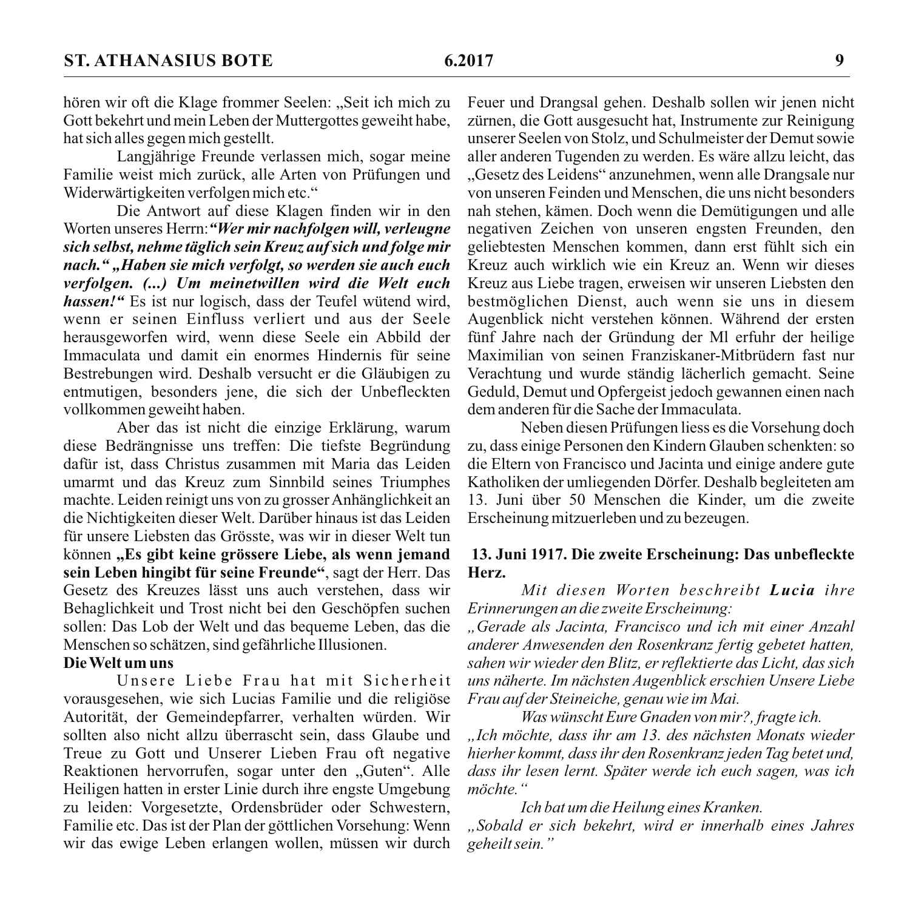hören wir oft die Klage frommer Seelen: „Seit ich mich zu Gott bekehrt und mein Leben der Muttergottes geweiht habe, hat sich alles gegen mich gestellt.

Langjährige Freunde verlassen mich, sogar meine Familie weist mich zurück, alle Arten von Prüfungen und Widerwärtigkeiten verfolgen mich etc."

Die Antwort auf diese Klagen finden wir in den Worten unseres Herrn: ***"Wer mir nachfolgen will, verleugne sich selbst, nehme täglich sein Kreuz auf sich und folge mir nach." „Haben sie mich verfolgt, so werden sie auch euch verfolgen. (...) Um meinetwillen wird die Welt euch hassen!"*** Es ist nur logisch, dass der Teufel wütend wird, wenn er seinen Einfluss verliert und aus der Seele herausgeworfen wird, wenn diese Seele ein Abbild der Immaculata und damit ein enormes Hindernis für seine Bestrebungen wird. Deshalb versucht er die Gläubigen zu entmutigen, besonders jene, die sich der Unbefleckten vollkommen geweiht haben.

Aber das ist nicht die einzige Erklärung, warum diese Bedrängnisse uns treffen: Die tiefste Begründung dafür ist, dass Christus zusammen mit Maria das Leiden umarmt und das Kreuz zum Sinnbild seines Triumphes machte. Leiden reinigt uns von zu grosser Anhänglichkeit an die Nichtigkeiten dieser Welt. Darüber hinaus ist das Leiden für unsere Liebsten das Grösste, was wir in dieser Welt tun können **„Es gibt keine grössere Liebe, als wenn jemand sein Leben hingibt für seine Freunde"**, sagt der Herr. Das Gesetz des Kreuzes lässt uns auch verstehen, dass wir Behaglichkeit und Trost nicht bei den Geschöpfen suchen sollen: Das Lob der Welt und das bequeme Leben, das die Menschen so schätzen, sind gefährliche Illusionen.

**Die Welt um uns**

Unsere Liebe Frau hat mit Sicherheit vorausgesehen, wie sich Lucias Familie und die religiöse Autorität, der Gemeindepfarrer, verhalten würden. Wir sollten also nicht allzu überrascht sein, dass Glaube und Treue zu Gott und Unserer Lieben Frau oft negative Reaktionen hervorrufen, sogar unter den „Guten". Alle Heiligen hatten in erster Linie durch ihre engste Umgebung zu leiden: Vorgesetzte, Ordensbrüder oder Schwestern, Familie etc. Das ist der Plan der göttlichen Vorsehung: Wenn wir das ewige Leben erlangen wollen, müssen wir durch Feuer und Drangsal gehen. Deshalb sollen wir jenen nicht zürnen, die Gott ausgesucht hat, Instrumente zur Reinigung unserer Seelen von Stolz, und Schulmeister der Demut sowie aller anderen Tugenden zu werden. Es wäre allzu leicht, das „Gesetz des Leidens" anzunehmen, wenn alle Drangsale nur von unseren Feinden und Menschen, die uns nicht besonders nah stehen, kämen. Doch wenn die Demütigungen und alle negativen Zeichen von unseren engsten Freunden, den geliebtesten Menschen kommen, dann erst fühlt sich ein Kreuz auch wirklich wie ein Kreuz an. Wenn wir dieses Kreuz aus Liebe tragen, erweisen wir unseren Liebsten den bestmöglichen Dienst, auch wenn sie uns in diesem Augenblick nicht verstehen können. Während der ersten fünf Jahre nach der Gründung der MI erfuhr der heilige Maximilian von seinen Franziskaner-Mitbrüdern fast nur Verachtung und wurde ständig lächerlich gemacht. Seine Geduld, Demut und Opfergeist jedoch gewannen einen nach dem anderen für die Sache der Immaculata.

Neben diesen Prüfungen liess es die Vorsehung doch zu, dass einige Personen den Kindern Glauben schenkten: so die Eltern von Francisco und Jacinta und einige andere gute Katholiken der umliegenden Dörfer. Deshalb begleiteten am 13. Juni über 50 Menschen die Kinder, um die zweite Erscheinung mitzuerleben und zu bezeugen.

**13. Juni 1917. Die zweite Erscheinung: Das unbefleckte Herz.**

*Mit diesen Worten beschreibt **Lucia** ihre Erinnerungen an die zweite Erscheinung:*

*„Gerade als Jacinta, Francisco und ich mit einer Anzahl anderer Anwesenden den Rosenkranz fertig gebetet hatten, sahen wir wieder den Blitz, er reflektierte das Licht, das sich uns näherte. Im nächsten Augenblick erschien Unsere Liebe Frau auf der Steineiche, genau wie im Mai.*

*Was wünscht Eure Gnaden von mir?, fragte ich.*

*„Ich möchte, dass ihr am 13. des nächsten Monats wieder hierher kommt, dass ihr den Rosenkranz jeden Tag betet und, dass ihr lesen lernt. Später werde ich euch sagen, was ich möchte."*

*Ich bat um die Heilung eines Kranken.*

*„Sobald er sich bekehrt, wird er innerhalb eines Jahres geheilt sein."*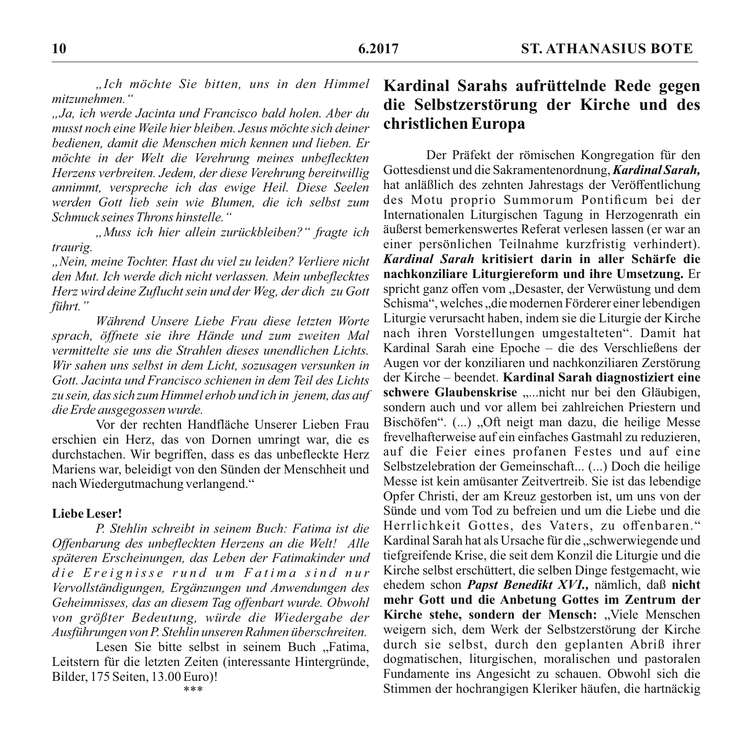*„Ich möchte Sie bitten, uns in den Himmel mitzunehmen.“*

*„Ja, ich werde Jacinta und Francisco bald holen. Aber du musst noch eine Weile hier bleiben. Jesus möchte sich deiner bedienen, damit die Menschen mich kennen und lieben. Er möchte in der Welt die Verehrung meines unbefleckten Herzens verbreiten. Jedem, der diese Verehrung bereitwillig annimmt, verspreche ich das ewige Heil. Diese Seelen werden Gott lieb sein wie Blumen, die ich selbst zum Schmuck seines Throns hinstelle.“*

*„Muss ich hier allein zurückbleiben?“ fragte ich traurig.*

*„Nein, meine Tochter. Hast du viel zu leiden? Verliere nicht den Mut. Ich werde dich nicht verlassen. Mein unbeflecktes Herz wird deine Zuflucht sein und der Weg, der dich zu Gott führt.”*

*Während Unsere Liebe Frau diese letzten Worte sprach, öffnete sie ihre Hände und zum zweiten Mal vermittelte sie uns die Strahlen dieses unendlichen Lichts. Wir sahen uns selbst in dem Licht, sozusagen versunken in Gott. Jacinta und Francisco schienen in dem Teil des Lichts zu sein, das sich zum Himmel erhob und ich in jenem, das auf die Erde ausgegossen wurde.*

Vor der rechten Handfläche Unserer Lieben Frau erschien ein Herz, das von Dornen umringt war, die es durchstachen. Wir begriffen, dass es das unbefleckte Herz Mariens war, beleidigt von den Sünden der Menschheit und nach Wiedergutmachung verlangend.“

**Liebe Leser!**

*P. Stehlin schreibt in seinem Buch: Fatima ist die Offenbarung des unbefleckten Herzens an die Welt! Alle späteren Erscheinungen, das Leben der Fatimakinder und die Ereignisse rund um Fatima sind nur Vervollständigungen, Ergänzungen und Anwendungen des Geheimnisses, das an diesem Tag offenbart wurde. Obwohl von größter Bedeutung, würde die Wiedergabe der Ausführungen von P. Stehlin unseren Rahmen überschreiten.*

Lesen Sie bitte selbst in seinem Buch „Fatima, Leitstern für die letzten Zeiten (interessante Hintergründe, Bilder, 175 Seiten, 13.00 Euro)!

\*\*\*

## Kardinal Sarahs aufrüttelnde Rede gegen die Selbstzerstörung der Kirche und des christlichen Europa

Der Präfekt der römischen Kongregation für den Gottesdienst und die Sakramentenordnung, ***Kardinal Sarah,*** hat anläßlich des zehnten Jahrestags der Veröffentlichung des Motu proprio Summorum Pontificum bei der Internationalen Liturgischen Tagung in Herzogenrath ein äußerst bemerkenswertes Referat verlesen lassen (er war an einer persönlichen Teilnahme kurzfristig verhindert). ***Kardinal Sarah*** **kritisiert darin in aller Schärfe die nachkonziliare Liturgiereform und ihre Umsetzung.** Er spricht ganz offen vom „Desaster, der Verwüstung und dem Schisma“, welches „die modernen Förderer einer lebendigen Liturgie verursacht haben, indem sie die Liturgie der Kirche nach ihren Vorstellungen umgestalteten“. Damit hat Kardinal Sarah eine Epoche – die des Verschließens der Augen vor der konziliaren und nachkonziliaren Zerstörung der Kirche – beendet. **Kardinal Sarah diagnostiziert eine schwere Glaubenskrise** „...nicht nur bei den Gläubigen, sondern auch und vor allem bei zahlreichen Priestern und Bischöfen“. (...) „Oft neigt man dazu, die heilige Messe frevelhafterweise auf ein einfaches Gastmahl zu reduzieren, auf die Feier eines profanen Festes und auf eine Selbstzelebration der Gemeinschaft... (...) Doch die heilige Messe ist kein amüsanter Zeitvertreib. Sie ist das lebendige Opfer Christi, der am Kreuz gestorben ist, um uns von der Sünde und vom Tod zu befreien und um die Liebe und die Herrlichkeit Gottes, des Vaters, zu offenbaren.“ Kardinal Sarah hat als Ursache für die „schwerwiegende und tiefgreifende Krise, die seit dem Konzil die Liturgie und die Kirche selbst erschüttert, die selben Dinge festgemacht, wie ehedem schon ***Papst Benedikt XVI.,*** nämlich, daß **nicht mehr Gott und die Anbetung Gottes im Zentrum der Kirche stehe, sondern der Mensch:** „Viele Menschen weigern sich, dem Werk der Selbstzerstörung der Kirche durch sie selbst, durch den geplanten Abriß ihrer dogmatischen, liturgischen, moralischen und pastoralen Fundamente ins Angesicht zu schauen. Obwohl sich die Stimmen der hochrangigen Kleriker häufen, die hartnäckig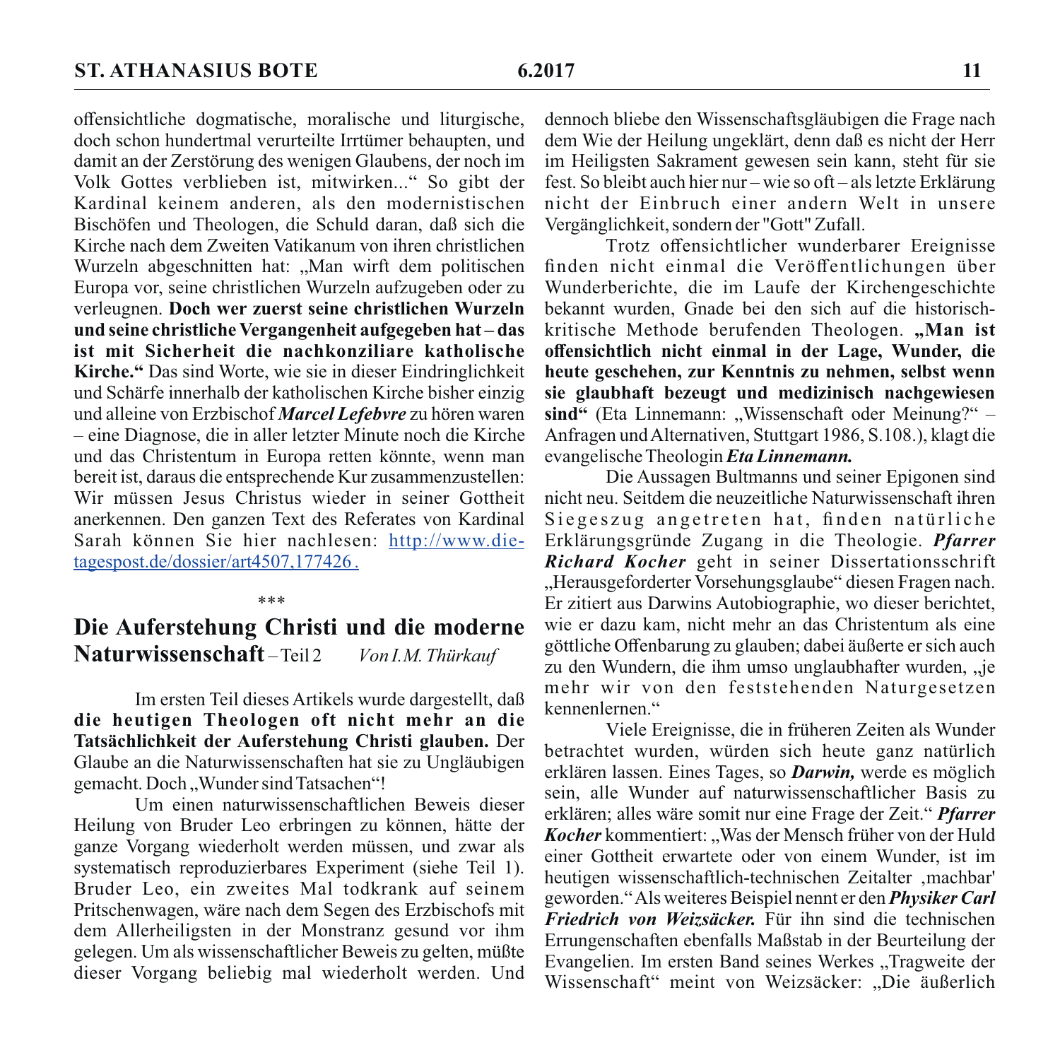offensichtliche dogmatische, moralische und liturgische, doch schon hundertmal verurteilte Irrtümer behaupten, und damit an der Zerstörung des wenigen Glaubens, der noch im Volk Gottes verblieben ist, mitwirken..." So gibt der Kardinal keinem anderen, als den modernistischen Bischöfen und Theologen, die Schuld daran, daß sich die Kirche nach dem Zweiten Vatikanum von ihren christlichen Wurzeln abgeschnitten hat: „Man wirft dem politischen Europa vor, seine christlichen Wurzeln aufzugeben oder zu verleugnen. **Doch wer zuerst seine christlichen Wurzeln und seine christliche Vergangenheit aufgegeben hat – das ist mit Sicherheit die nachkonziliare katholische Kirche."** Das sind Worte, wie sie in dieser Eindringlichkeit und Schärfe innerhalb der katholischen Kirche bisher einzig und alleine von Erzbischof ***Marcel Lefebvre*** zu hören waren – eine Diagnose, die in aller letzter Minute noch die Kirche und das Christentum in Europa retten könnte, wenn man bereit ist, daraus die entsprechende Kur zusammenzustellen: Wir müssen Jesus Christus wieder in seiner Gottheit anerkennen. Den ganzen Text des Referates von Kardinal Sarah können Sie hier nachlesen: http://www.die-tagespost.de/dossier/art4507,177426 .

\*\*\*

## Die Auferstehung Christi und die moderne Naturwissenschaft – Teil 2

*Von I.M. Thürkauf*

Im ersten Teil dieses Artikels wurde dargestellt, daß **die heutigen Theologen oft nicht mehr an die Tatsächlichkeit der Auferstehung Christi glauben.** Der Glaube an die Naturwissenschaften hat sie zu Ungläubigen gemacht. Doch „Wunder sind Tatsachen"!

Um einen naturwissenschaftlichen Beweis dieser Heilung von Bruder Leo erbringen zu können, hätte der ganze Vorgang wiederholt werden müssen, und zwar als systematisch reproduzierbares Experiment (siehe Teil 1). Bruder Leo, ein zweites Mal todkrank auf seinem Pritschenwagen, wäre nach dem Segen des Erzbischofs mit dem Allerheiligsten in der Monstranz gesund vor ihm gelegen. Um als wissenschaftlicher Beweis zu gelten, müßte dieser Vorgang beliebig mal wiederholt werden. Und dennoch bliebe den Wissenschaftsgläubigen die Frage nach dem Wie der Heilung ungeklärt, denn daß es nicht der Herr im Heiligsten Sakrament gewesen sein kann, steht für sie fest. So bleibt auch hier nur – wie so oft – als letzte Erklärung nicht der Einbruch einer andern Welt in unsere Vergänglichkeit, sondern der "Gott" Zufall.

Trotz offensichtlicher wunderbarer Ereignisse finden nicht einmal die Veröffentlichungen über Wunderberichte, die im Laufe der Kirchengeschichte bekannt wurden, Gnade bei den sich auf die historisch-kritische Methode berufenden Theologen. **„Man ist offensichtlich nicht einmal in der Lage, Wunder, die heute geschehen, zur Kenntnis zu nehmen, selbst wenn sie glaubhaft bezeugt und medizinisch nachgewiesen sind"** (Eta Linnemann: „Wissenschaft oder Meinung?" – Anfragen und Alternativen, Stuttgart 1986, S.108.), klagt die evangelische Theologin ***Eta Linnemann.***

Die Aussagen Bultmanns und seiner Epigonen sind nicht neu. Seitdem die neuzeitliche Naturwissenschaft ihren Siegeszug angetreten hat, finden natürliche Erklärungsgründe Zugang in die Theologie. ***Pfarrer Richard Kocher*** geht in seiner Dissertationsschrift „Herausgeforderter Vorsehungsglaube" diesen Fragen nach. Er zitiert aus Darwins Autobiographie, wo dieser berichtet, wie er dazu kam, nicht mehr an das Christentum als eine göttliche Offenbarung zu glauben; dabei äußerte er sich auch zu den Wundern, die ihm umso unglaubhafter wurden, „je mehr wir von den feststehenden Naturgesetzen kennenlernen."

Viele Ereignisse, die in früheren Zeiten als Wunder betrachtet wurden, würden sich heute ganz natürlich erklären lassen. Eines Tages, so ***Darwin,*** werde es möglich sein, alle Wunder auf naturwissenschaftlicher Basis zu erklären; alles wäre somit nur eine Frage der Zeit." ***Pfarrer Kocher*** kommentiert: „Was der Mensch früher von der Huld einer Gottheit erwartete oder von einem Wunder, ist im heutigen wissenschaftlich-technischen Zeitalter ‚machbar' geworden." Als weiteres Beispiel nennt er den ***Physiker Carl Friedrich von Weizsäcker.*** Für ihn sind die technischen Errungenschaften ebenfalls Maßstab in der Beurteilung der Evangelien. Im ersten Band seines Werkes „Tragweite der Wissenschaft" meint von Weizsäcker: „Die äußerlich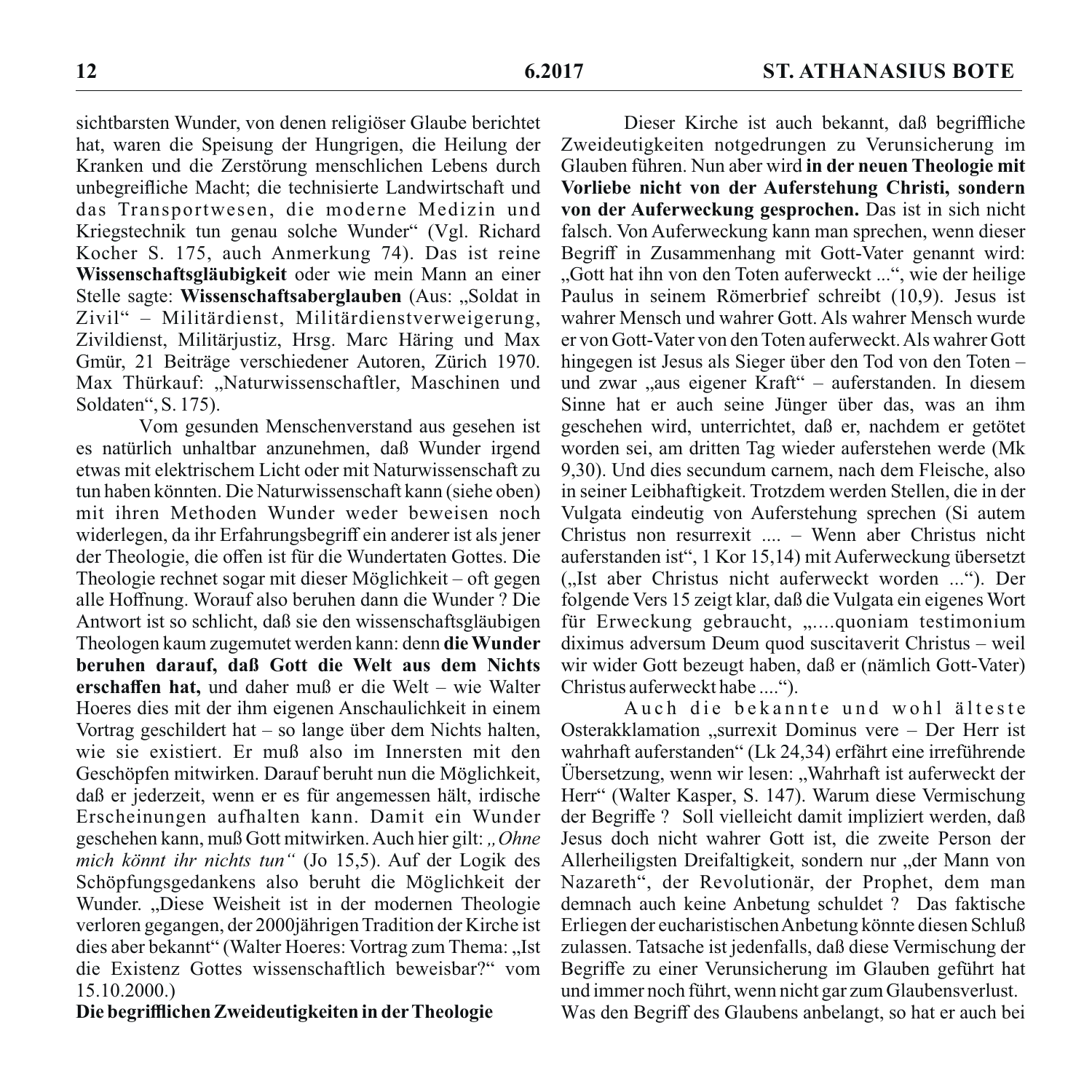sichtbarsten Wunder, von denen religiöser Glaube berichtet hat, waren die Speisung der Hungrigen, die Heilung der Kranken und die Zerstörung menschlichen Lebens durch unbegreifliche Macht; die technisierte Landwirtschaft und das Transportwesen, die moderne Medizin und Kriegstechnik tun genau solche Wunder" (Vgl. Richard Kocher S. 175, auch Anmerkung 74). Das ist reine **Wissenschaftsgläubigkeit** oder wie mein Mann an einer Stelle sagte: **Wissenschaftsaberglauben** (Aus: „Soldat in Zivil" – Militärdienst, Militärdienstverweigerung, Zivildienst, Militärjustiz, Hrsg. Marc Häring und Max Gmür, 21 Beiträge verschiedener Autoren, Zürich 1970. Max Thürkauf: „Naturwissenschaftler, Maschinen und Soldaten", S. 175).

Vom gesunden Menschenverstand aus gesehen ist es natürlich unhaltbar anzunehmen, daß Wunder irgend etwas mit elektrischem Licht oder mit Naturwissenschaft zu tun haben könnten. Die Naturwissenschaft kann (siehe oben) mit ihren Methoden Wunder weder beweisen noch widerlegen, da ihr Erfahrungsbegriff ein anderer ist als jener der Theologie, die offen ist für die Wundertaten Gottes. Die Theologie rechnet sogar mit dieser Möglichkeit – oft gegen alle Hoffnung. Worauf also beruhen dann die Wunder ? Die Antwort ist so schlicht, daß sie den wissenschaftsgläubigen Theologen kaum zugemutet werden kann: denn **die Wunder beruhen darauf, daß Gott die Welt aus dem Nichts erschaffen hat,** und daher muß er die Welt – wie Walter Hoeres dies mit der ihm eigenen Anschaulichkeit in einem Vortrag geschildert hat – so lange über dem Nichts halten, wie sie existiert. Er muß also im Innersten mit den Geschöpfen mitwirken. Darauf beruht nun die Möglichkeit, daß er jederzeit, wenn er es für angemessen hält, irdische Erscheinungen aufhalten kann. Damit ein Wunder geschehen kann, muß Gott mitwirken. Auch hier gilt: *„Ohne mich könnt ihr nichts tun"* (Jo 15,5). Auf der Logik des Schöpfungsgedankens also beruht die Möglichkeit der Wunder. „Diese Weisheit ist in der modernen Theologie verloren gegangen, der 2000jährigen Tradition der Kirche ist dies aber bekannt" (Walter Hoeres: Vortrag zum Thema: „Ist die Existenz Gottes wissenschaftlich beweisbar?" vom 15.10.2000.)

**Die begrifflichen Zweideutigkeiten in der Theologie**

Dieser Kirche ist auch bekannt, daß begriffliche Zweideutigkeiten notgedrungen zu Verunsicherung im Glauben führen. Nun aber wird **in der neuen Theologie mit Vorliebe nicht von der Auferstehung Christi, sondern von der Auferweckung gesprochen.** Das ist in sich nicht falsch. Von Auferweckung kann man sprechen, wenn dieser Begriff in Zusammenhang mit Gott-Vater genannt wird: „Gott hat ihn von den Toten auferweckt ...", wie der heilige Paulus in seinem Römerbrief schreibt (10,9). Jesus ist wahrer Mensch und wahrer Gott. Als wahrer Mensch wurde er von Gott-Vater von den Toten auferweckt. Als wahrer Gott hingegen ist Jesus als Sieger über den Tod von den Toten – und zwar „aus eigener Kraft" – auferstanden. In diesem Sinne hat er auch seine Jünger über das, was an ihm geschehen wird, unterrichtet, daß er, nachdem er getötet worden sei, am dritten Tag wieder auferstehen werde (Mk 9,30). Und dies secundum carnem, nach dem Fleische, also in seiner Leibhaftigkeit. Trotzdem werden Stellen, die in der Vulgata eindeutig von Auferstehung sprechen (Si autem Christus non resurrexit .... – Wenn aber Christus nicht auferstanden ist", 1 Kor 15,14) mit Auferweckung übersetzt („Ist aber Christus nicht auferweckt worden ..."). Der folgende Vers 15 zeigt klar, daß die Vulgata ein eigenes Wort für Erweckung gebraucht, „....quoniam testimonium diximus adversum Deum quod suscitaverit Christus – weil wir wider Gott bezeugt haben, daß er (nämlich Gott-Vater) Christus auferweckt habe ....").

Auch die bekannte und wohl älteste Osterakklamation „surrexit Dominus vere – Der Herr ist wahrhaft auferstanden" (Lk 24,34) erfährt eine irreführende Übersetzung, wenn wir lesen: „Wahrhaft ist auferweckt der Herr" (Walter Kasper, S. 147). Warum diese Vermischung der Begriffe ? Soll vielleicht damit impliziert werden, daß Jesus doch nicht wahrer Gott ist, die zweite Person der Allerheiligsten Dreifaltigkeit, sondern nur „der Mann von Nazareth", der Revolutionär, der Prophet, dem man demnach auch keine Anbetung schuldet ? Das faktische Erliegen der eucharistischen Anbetung könnte diesen Schluß zulassen. Tatsache ist jedenfalls, daß diese Vermischung der Begriffe zu einer Verunsicherung im Glauben geführt hat und immer noch führt, wenn nicht gar zum Glaubensverlust.
Was den Begriff des Glaubens anbelangt, so hat er auch bei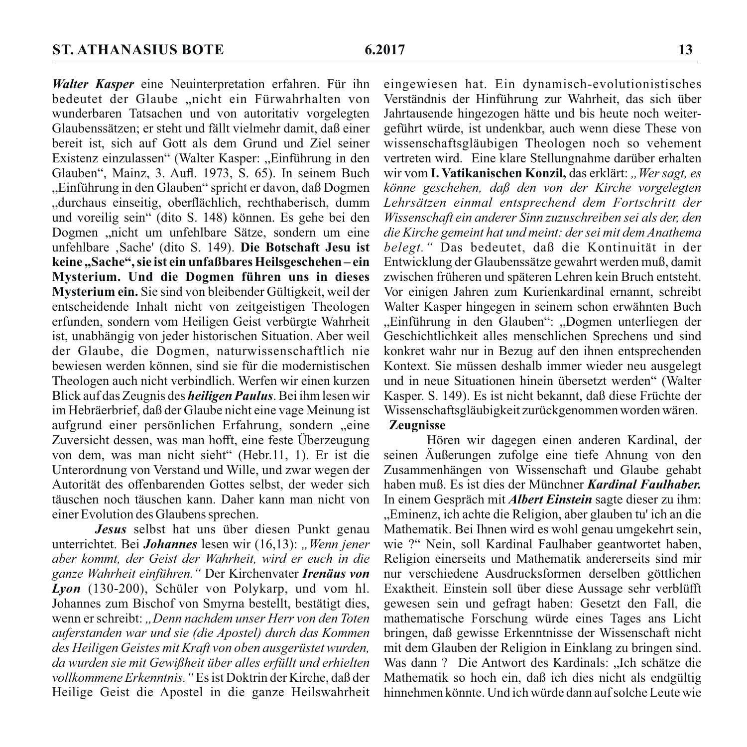***Walter Kasper*** eine Neuinterpretation erfahren. Für ihn bedeutet der Glaube „nicht ein Fürwahrhalten von wunderbaren Tatsachen und von autoritativ vorgelegten Glaubenssätzen; er steht und fällt vielmehr damit, daß einer bereit ist, sich auf Gott als dem Grund und Ziel seiner Existenz einzulassen" (Walter Kasper: „Einführung in den Glauben", Mainz, 3. Aufl. 1973, S. 65). In seinem Buch „Einführung in den Glauben" spricht er davon, daß Dogmen „durchaus einseitig, oberflächlich, rechthaberisch, dumm und voreilig sein" (dito S. 148) können. Es gehe bei den Dogmen „nicht um unfehlbare Sätze, sondern um eine unfehlbare ‚Sache' (dito S. 149). **Die Botschaft Jesu ist keine „Sache", sie ist ein unfaßbares Heilsgeschehen – ein Mysterium. Und die Dogmen führen uns in dieses Mysterium ein.** Sie sind von bleibender Gültigkeit, weil der entscheidende Inhalt nicht von zeitgeistigen Theologen erfunden, sondern vom Heiligen Geist verbürgte Wahrheit ist, unabhängig von jeder historischen Situation. Aber weil der Glaube, die Dogmen, naturwissenschaftlich nie bewiesen werden können, sind sie für die modernistischen Theologen auch nicht verbindlich. Werfen wir einen kurzen Blick auf das Zeugnis des ***heiligen Paulus***. Bei ihm lesen wir im Hebräerbrief, daß der Glaube nicht eine vage Meinung ist aufgrund einer persönlichen Erfahrung, sondern „eine Zuversicht dessen, was man hofft, eine feste Überzeugung von dem, was man nicht sieht" (Hebr.11, 1). Er ist die Unterordnung von Verstand und Wille, und zwar wegen der Autorität des offenbarenden Gottes selbst, der weder sich täuschen noch täuschen kann. Daher kann man nicht von einer Evolution des Glaubens sprechen.

***Jesus*** selbst hat uns über diesen Punkt genau unterrichtet. Bei ***Johannes*** lesen wir (16,13): *„Wenn jener aber kommt, der Geist der Wahrheit, wird er euch in die ganze Wahrheit einführen."* Der Kirchenvater ***Irenäus von Lyon*** (130-200), Schüler von Polykarp, und vom hl. Johannes zum Bischof von Smyrna bestellt, bestätigt dies, wenn er schreibt: *„Denn nachdem unser Herr von den Toten auferstanden war und sie (die Apostel) durch das Kommen des Heiligen Geistes mit Kraft von oben ausgerüstet wurden, da wurden sie mit Gewißheit über alles erfüllt und erhielten vollkommene Erkenntnis."* Es ist Doktrin der Kirche, daß der Heilige Geist die Apostel in die ganze Heilswahrheit eingewiesen hat. Ein dynamisch-evolutionistisches Verständnis der Hinführung zur Wahrheit, das sich über Jahrtausende hingezogen hätte und bis heute noch weitergeführt würde, ist undenkbar, auch wenn diese These von wissenschaftsgläubigen Theologen noch so vehement vertreten wird. Eine klare Stellungnahme darüber erhalten wir vom **I. Vatikanischen Konzil,** das erklärt: *„Wer sagt, es könne geschehen, daß den von der Kirche vorgelegten Lehrsätzen einmal entsprechend dem Fortschritt der Wissenschaft ein anderer Sinn zuzuschreiben sei als der, den die Kirche gemeint hat und meint: der sei mit dem Anathema belegt."* Das bedeutet, daß die Kontinuität in der Entwicklung der Glaubenssätze gewahrt werden muß, damit zwischen früheren und späteren Lehren kein Bruch entsteht. Vor einigen Jahren zum Kurienkardinal ernannt, schreibt Walter Kasper hingegen in seinem schon erwähnten Buch „Einführung in den Glauben": „Dogmen unterliegen der Geschichtlichkeit alles menschlichen Sprechens und sind konkret wahr nur in Bezug auf den ihnen entsprechenden Kontext. Sie müssen deshalb immer wieder neu ausgelegt und in neue Situationen hinein übersetzt werden" (Walter Kasper. S. 149). Es ist nicht bekannt, daß diese Früchte der Wissenschaftsgläubigkeit zurückgenommen worden wären.

**Zeugnisse**

Hören wir dagegen einen anderen Kardinal, der seinen Äußerungen zufolge eine tiefe Ahnung von den Zusammenhängen von Wissenschaft und Glaube gehabt haben muß. Es ist dies der Münchner ***Kardinal Faulhaber.*** In einem Gespräch mit ***Albert Einstein*** sagte dieser zu ihm: „Eminenz, ich achte die Religion, aber glauben tu' ich an die Mathematik. Bei Ihnen wird es wohl genau umgekehrt sein, wie ?" Nein, soll Kardinal Faulhaber geantwortet haben, Religion einerseits und Mathematik andererseits sind mir nur verschiedene Ausdrucksformen derselben göttlichen Exaktheit. Einstein soll über diese Aussage sehr verblüfft gewesen sein und gefragt haben: Gesetzt den Fall, die mathematische Forschung würde eines Tages ans Licht bringen, daß gewisse Erkenntnisse der Wissenschaft nicht mit dem Glauben der Religion in Einklang zu bringen sind. Was dann ? Die Antwort des Kardinals: „Ich schätze die Mathematik so hoch ein, daß ich dies nicht als endgültig hinnehmen könnte. Und ich würde dann auf solche Leute wie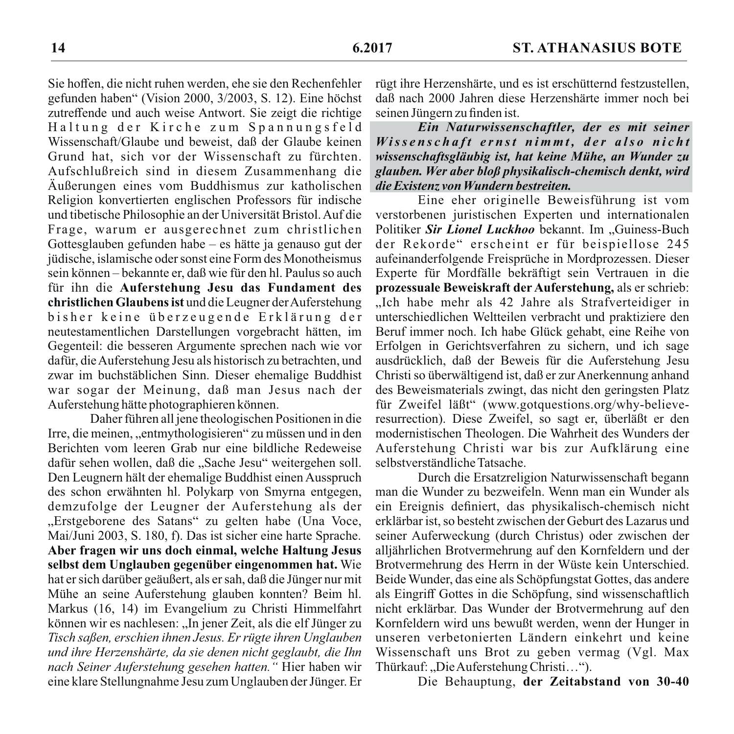Sie hoffen, die nicht ruhen werden, ehe sie den Rechenfehler gefunden haben" (Vision 2000, 3/2003, S. 12). Eine höchst zutreffende und auch weise Antwort. Sie zeigt die richtige Haltung der Kirche zum Spannungsfeld Wissenschaft/Glaube und beweist, daß der Glaube keinen Grund hat, sich vor der Wissenschaft zu fürchten. Aufschlußreich sind in diesem Zusammenhang die Äußerungen eines vom Buddhismus zur katholischen Religion konvertierten englischen Professors für indische und tibetische Philosophie an der Universität Bristol. Auf die Frage, warum er ausgerechnet zum christlichen Gottesglauben gefunden habe – es hätte ja genauso gut der jüdische, islamische oder sonst eine Form des Monotheismus sein können – bekannte er, daß wie für den hl. Paulus so auch für ihn die **Auferstehung Jesu das Fundament des christlichen Glaubens ist** und die Leugner der Auferstehung bisher keine überzeugende Erklärung der neutestamentlichen Darstellungen vorgebracht hätten, im Gegenteil: die besseren Argumente sprechen nach wie vor dafür, die Auferstehung Jesu als historisch zu betrachten, und zwar im buchstäblichen Sinn. Dieser ehemalige Buddhist war sogar der Meinung, daß man Jesus nach der Auferstehung hätte photographieren können.

Daher führen all jene theologischen Positionen in die Irre, die meinen, „entmythologisieren" zu müssen und in den Berichten vom leeren Grab nur eine bildliche Redeweise dafür sehen wollen, daß die „Sache Jesu" weitergehen soll. Den Leugnern hält der ehemalige Buddhist einen Ausspruch des schon erwähnten hl. Polykarp von Smyrna entgegen, demzufolge der Leugner der Auferstehung als der „Erstgeborene des Satans" zu gelten habe (Una Voce, Mai/Juni 2003, S. 180, f). Das ist sicher eine harte Sprache. **Aber fragen wir uns doch einmal, welche Haltung Jesus selbst dem Unglauben gegenüber eingenommen hat.** Wie hat er sich darüber geäußert, als er sah, daß die Jünger nur mit Mühe an seine Auferstehung glauben konnten? Beim hl. Markus (16, 14) im Evangelium zu Christi Himmelfahrt können wir es nachlesen: „In jener Zeit, als die elf Jünger zu *Tisch saßen, erschien ihnen Jesus. Er rügte ihren Unglauben und ihre Herzenshärte, da sie denen nicht geglaubt, die Ihn nach Seiner Auferstehung gesehen hatten."* Hier haben wir eine klare Stellungnahme Jesu zum Unglauben der Jünger. Er rügt ihre Herzenshärte, und es ist erschütternd festzustellen, daß nach 2000 Jahren diese Herzenshärte immer noch bei seinen Jüngern zu finden ist.

***Ein Naturwissenschaftler, der es mit seiner Wissenschaft ernst nimmt, der also nicht wissenschaftsgläubig ist, hat keine Mühe, an Wunder zu glauben. Wer aber bloß physikalisch-chemisch denkt, wird die Existenz von Wundern bestreiten.***

Eine eher originelle Beweisführung ist vom verstorbenen juristischen Experten und internationalen Politiker ***Sir Lionel Luckhoo*** bekannt. Im „Guiness-Buch der Rekorde" erscheint er für beispiellose 245 aufeinanderfolgende Freisprüche in Mordprozessen. Dieser Experte für Mordfälle bekräftigt sein Vertrauen in die **prozessuale Beweiskraft der Auferstehung,** als er schrieb: „Ich habe mehr als 42 Jahre als Strafverteidiger in unterschiedlichen Weltteilen verbracht und praktiziere den Beruf immer noch. Ich habe Glück gehabt, eine Reihe von Erfolgen in Gerichtsverfahren zu sichern, und ich sage ausdrücklich, daß der Beweis für die Auferstehung Jesu Christi so überwältigend ist, daß er zur Anerkennung anhand des Beweismaterials zwingt, das nicht den geringsten Platz für Zweifel läßt" (www.gotquestions.org/why-believe-resurrection). Diese Zweifel, so sagt er, überläßt er den modernistischen Theologen. Die Wahrheit des Wunders der Auferstehung Christi war bis zur Aufklärung eine selbstverständliche Tatsache.

Durch die Ersatzreligion Naturwissenschaft begann man die Wunder zu bezweifeln. Wenn man ein Wunder als ein Ereignis definiert, das physikalisch-chemisch nicht erklärbar ist, so besteht zwischen der Geburt des Lazarus und seiner Auferweckung (durch Christus) oder zwischen der alljährlichen Brotvermehrung auf den Kornfeldern und der Brotvermehrung des Herrn in der Wüste kein Unterschied. Beide Wunder, das eine als Schöpfungstat Gottes, das andere als Eingriff Gottes in die Schöpfung, sind wissenschaftlich nicht erklärbar. Das Wunder der Brotvermehrung auf den Kornfeldern wird uns bewußt werden, wenn der Hunger in unseren verbetonierten Ländern einkehrt und keine Wissenschaft uns Brot zu geben vermag (Vgl. Max Thürkauf: „Die Auferstehung Christi…").

Die Behauptung, **der Zeitabstand von 30-40**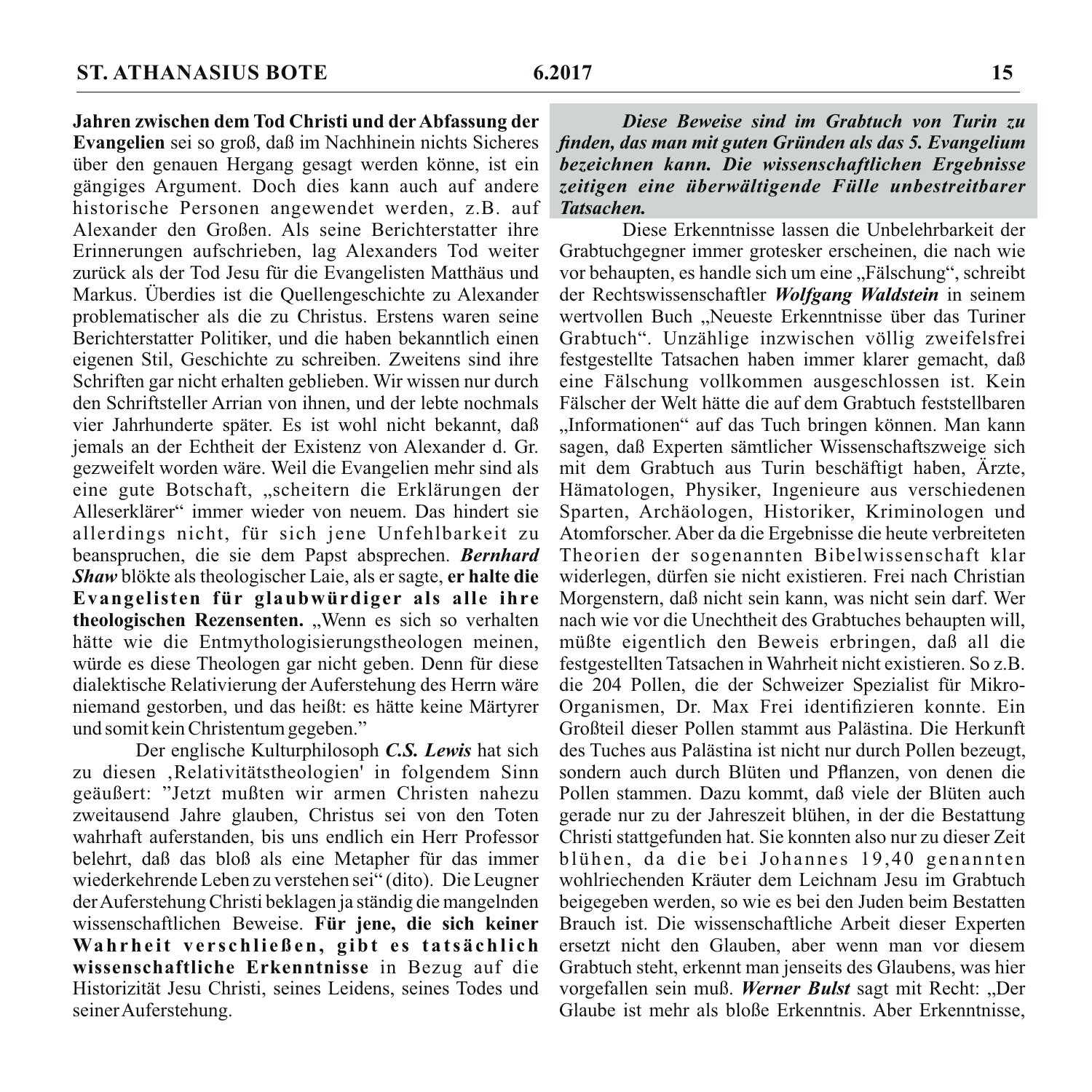**Jahren zwischen dem Tod Christi und der Abfassung der Evangelien** sei so groß, daß im Nachhinein nichts Sicheres über den genauen Hergang gesagt werden könne, ist ein gängiges Argument. Doch dies kann auch auf andere historische Personen angewendet werden, z.B. auf Alexander den Großen. Als seine Berichterstatter ihre Erinnerungen aufschrieben, lag Alexanders Tod weiter zurück als der Tod Jesu für die Evangelisten Matthäus und Markus. Überdies ist die Quellengeschichte zu Alexander problematischer als die zu Christus. Erstens waren seine Berichterstatter Politiker, und die haben bekanntlich einen eigenen Stil, Geschichte zu schreiben. Zweitens sind ihre Schriften gar nicht erhalten geblieben. Wir wissen nur durch den Schriftsteller Arrian von ihnen, und der lebte nochmals vier Jahrhunderte später. Es ist wohl nicht bekannt, daß jemals an der Echtheit der Existenz von Alexander d. Gr. gezweifelt worden wäre. Weil die Evangelien mehr sind als eine gute Botschaft, „scheitern die Erklärungen der Alleserklärer" immer wieder von neuem. Das hindert sie allerdings nicht, für sich jene Unfehlbarkeit zu beanspruchen, die sie dem Papst absprechen. ***Bernhard Shaw*** blökte als theologischer Laie, als er sagte, **er halte die Evangelisten für glaubwürdiger als alle ihre theologischen Rezensenten.** „Wenn es sich so verhalten hätte wie die Entmythologisierungstheologen meinen, würde es diese Theologen gar nicht geben. Denn für diese dialektische Relativierung der Auferstehung des Herrn wäre niemand gestorben, und das heißt: es hätte keine Märtyrer und somit kein Christentum gegeben."

Der englische Kulturphilosoph ***C.S. Lewis*** hat sich zu diesen ‚Relativitätstheologien' in folgendem Sinn geäußert: "Jetzt mußten wir armen Christen nahezu zweitausend Jahre glauben, Christus sei von den Toten wahrhaft auferstanden, bis uns endlich ein Herr Professor belehrt, daß das bloß als eine Metapher für das immer wiederkehrende Leben zu verstehen sei" (dito). Die Leugner der Auferstehung Christi beklagen ja ständig die mangelnden wissenschaftlichen Beweise. **Für jene, die sich keiner Wahrheit verschließen, gibt es tatsächlich wissenschaftliche Erkenntnisse** in Bezug auf die Historizität Jesu Christi, seines Leidens, seines Todes und seiner Auferstehung.

***Diese Beweise sind im Grabtuch von Turin zu finden, das man mit guten Gründen als das 5. Evangelium bezeichnen kann. Die wissenschaftlichen Ergebnisse zeitigen eine überwältigende Fülle unbestreitbarer Tatsachen.***

Diese Erkenntnisse lassen die Unbelehrbarkeit der Grabtuchgegner immer grotesker erscheinen, die nach wie vor behaupten, es handle sich um eine „Fälschung", schreibt der Rechtswissenschaftler ***Wolfgang Waldstein*** in seinem wertvollen Buch „Neueste Erkenntnisse über das Turiner Grabtuch". Unzählige inzwischen völlig zweifelsfrei festgestellte Tatsachen haben immer klarer gemacht, daß eine Fälschung vollkommen ausgeschlossen ist. Kein Fälscher der Welt hätte die auf dem Grabtuch feststellbaren „Informationen" auf das Tuch bringen können. Man kann sagen, daß Experten sämtlicher Wissenschaftszweige sich mit dem Grabtuch aus Turin beschäftigt haben, Ärzte, Hämatologen, Physiker, Ingenieure aus verschiedenen Sparten, Archäologen, Historiker, Kriminologen und Atomforscher. Aber da die Ergebnisse die heute verbreiteten Theorien der sogenannten Bibelwissenschaft klar widerlegen, dürfen sie nicht existieren. Frei nach Christian Morgenstern, daß nicht sein kann, was nicht sein darf. Wer nach wie vor die Unechtheit des Grabtuches behaupten will, müßte eigentlich den Beweis erbringen, daß all die festgestellten Tatsachen in Wahrheit nicht existieren. So z.B. die 204 Pollen, die der Schweizer Spezialist für Mikro-Organismen, Dr. Max Frei identifizieren konnte. Ein Großteil dieser Pollen stammt aus Palästina. Die Herkunft des Tuches aus Palästina ist nicht nur durch Pollen bezeugt, sondern auch durch Blüten und Pflanzen, von denen die Pollen stammen. Dazu kommt, daß viele der Blüten auch gerade nur zu der Jahreszeit blühen, in der die Bestattung Christi stattgefunden hat. Sie konnten also nur zu dieser Zeit blühen, da die bei Johannes 19,40 genannten wohlriechenden Kräuter dem Leichnam Jesu im Grabtuch beigegeben werden, so wie es bei den Juden beim Bestatten Brauch ist. Die wissenschaftliche Arbeit dieser Experten ersetzt nicht den Glauben, aber wenn man vor diesem Grabtuch steht, erkennt man jenseits des Glaubens, was hier vorgefallen sein muß. ***Werner Bulst*** sagt mit Recht: „Der Glaube ist mehr als bloße Erkenntnis. Aber Erkenntnisse,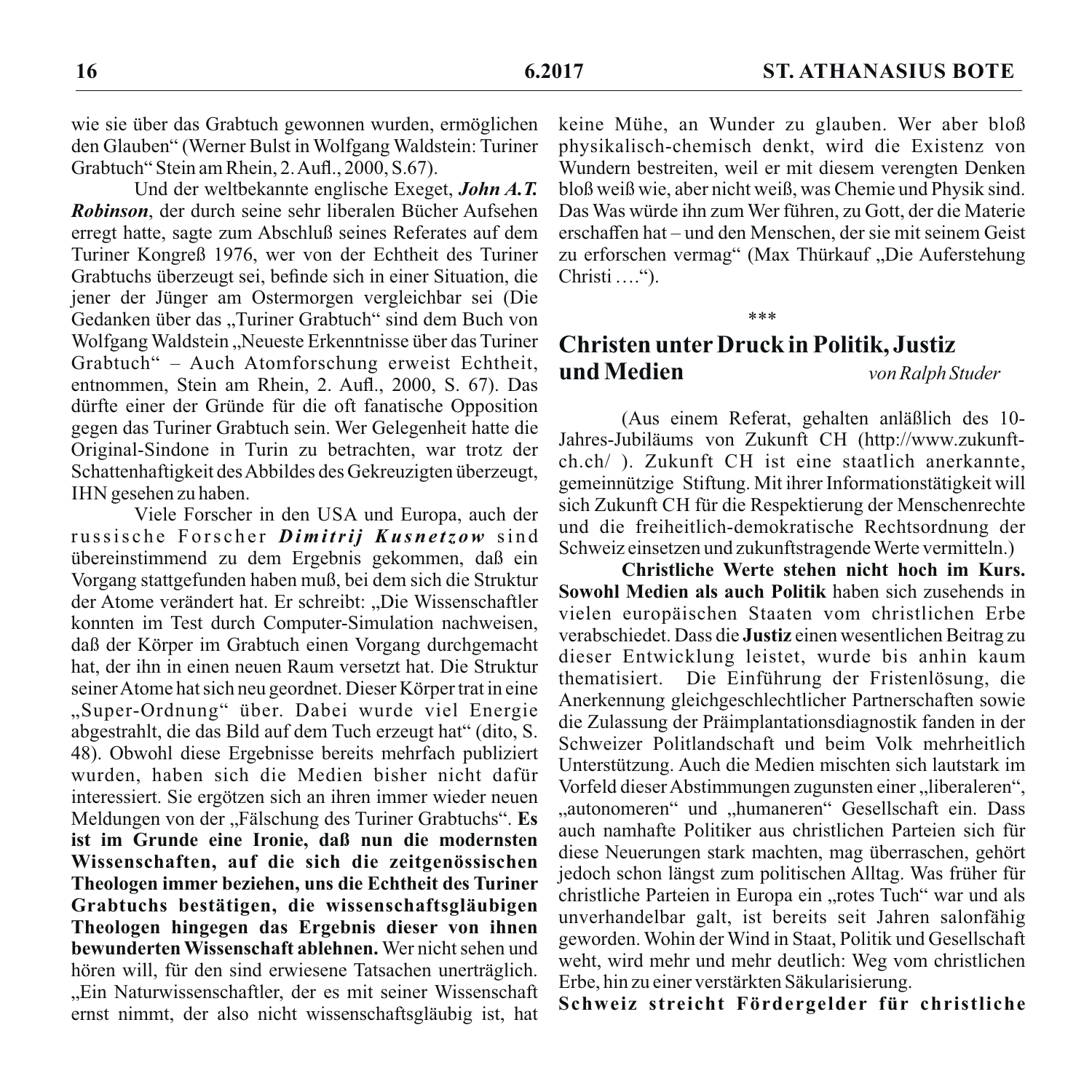wie sie über das Grabtuch gewonnen wurden, ermöglichen den Glauben" (Werner Bulst in Wolfgang Waldstein: Turiner Grabtuch" Stein am Rhein, 2. Aufl., 2000, S.67).

Und der weltbekannte englische Exeget, ***John A.T. Robinson***, der durch seine sehr liberalen Bücher Aufsehen erregt hatte, sagte zum Abschluß seines Referates auf dem Turiner Kongreß 1976, wer von der Echtheit des Turiner Grabtuchs überzeugt sei, befinde sich in einer Situation, die jener der Jünger am Ostermorgen vergleichbar sei (Die Gedanken über das „Turiner Grabtuch" sind dem Buch von Wolfgang Waldstein „Neueste Erkenntnisse über das Turiner Grabtuch" – Auch Atomforschung erweist Echtheit, entnommen, Stein am Rhein, 2. Aufl., 2000, S. 67). Das dürfte einer der Gründe für die oft fanatische Opposition gegen das Turiner Grabtuch sein. Wer Gelegenheit hatte die Original-Sindone in Turin zu betrachten, war trotz der Schattenhaftigkeit des Abbildes des Gekreuzigten überzeugt, IHN gesehen zu haben.

Viele Forscher in den USA und Europa, auch der russische Forscher ***Dimitrij Kusnetzow*** sind übereinstimmend zu dem Ergebnis gekommen, daß ein Vorgang stattgefunden haben muß, bei dem sich die Struktur der Atome verändert hat. Er schreibt: „Die Wissenschaftler konnten im Test durch Computer-Simulation nachweisen, daß der Körper im Grabtuch einen Vorgang durchgemacht hat, der ihn in einen neuen Raum versetzt hat. Die Struktur seiner Atome hat sich neu geordnet. Dieser Körper trat in eine „Super-Ordnung" über. Dabei wurde viel Energie abgestrahlt, die das Bild auf dem Tuch erzeugt hat" (dito, S. 48). Obwohl diese Ergebnisse bereits mehrfach publiziert wurden, haben sich die Medien bisher nicht dafür interessiert. Sie ergötzen sich an ihren immer wieder neuen Meldungen von der „Fälschung des Turiner Grabtuchs". **Es ist im Grunde eine Ironie, daß nun die modernsten Wissenschaften, auf die sich die zeitgenössischen Theologen immer beziehen, uns die Echtheit des Turiner Grabtuchs bestätigen, die wissenschaftsgläubigen Theologen hingegen das Ergebnis dieser von ihnen bewunderten Wissenschaft ablehnen.** Wer nicht sehen und hören will, für den sind erwiesene Tatsachen unerträglich. „Ein Naturwissenschaftler, der es mit seiner Wissenschaft ernst nimmt, der also nicht wissenschaftsgläubig ist, hat keine Mühe, an Wunder zu glauben. Wer aber bloß physikalisch-chemisch denkt, wird die Existenz von Wundern bestreiten, weil er mit diesem verengten Denken bloß weiß wie, aber nicht weiß, was Chemie und Physik sind. Das Was würde ihn zum Wer führen, zu Gott, der die Materie erschaffen hat – und den Menschen, der sie mit seinem Geist zu erforschen vermag" (Max Thürkauf „Die Auferstehung Christi ….").

\*\*\*

## Christen unter Druck in Politik, Justiz und Medien

*von Ralph Studer*

(Aus einem Referat, gehalten anläßlich des 10-Jahres-Jubiläums von Zukunft CH (http://www.zukunft-ch.ch/ ). Zukunft CH ist eine staatlich anerkannte, gemeinnützige Stiftung. Mit ihrer Informationstätigkeit will sich Zukunft CH für die Respektierung der Menschenrechte und die freiheitlich-demokratische Rechtsordnung der Schweiz einsetzen und zukunftstragende Werte vermitteln.)

**Christliche Werte stehen nicht hoch im Kurs. Sowohl Medien als auch Politik** haben sich zusehends in vielen europäischen Staaten vom christlichen Erbe verabschiedet. Dass die **Justiz** einen wesentlichen Beitrag zu dieser Entwicklung leistet, wurde bis anhin kaum thematisiert. Die Einführung der Fristenlösung, die Anerkennung gleichgeschlechtlicher Partnerschaften sowie die Zulassung der Präimplantationsdiagnostik fanden in der Schweizer Politlandschaft und beim Volk mehrheitlich Unterstützung. Auch die Medien mischten sich lautstark im Vorfeld dieser Abstimmungen zugunsten einer „liberaleren", „autonomeren" und „humaneren" Gesellschaft ein. Dass auch namhafte Politiker aus christlichen Parteien sich für diese Neuerungen stark machten, mag überraschen, gehört jedoch schon längst zum politischen Alltag. Was früher für christliche Parteien in Europa ein „rotes Tuch" war und als unverhandelbar galt, ist bereits seit Jahren salonfähig geworden. Wohin der Wind in Staat, Politik und Gesellschaft weht, wird mehr und mehr deutlich: Weg vom christlichen Erbe, hin zu einer verstärkten Säkularisierung.

**Schweiz streicht Fördergelder für christliche**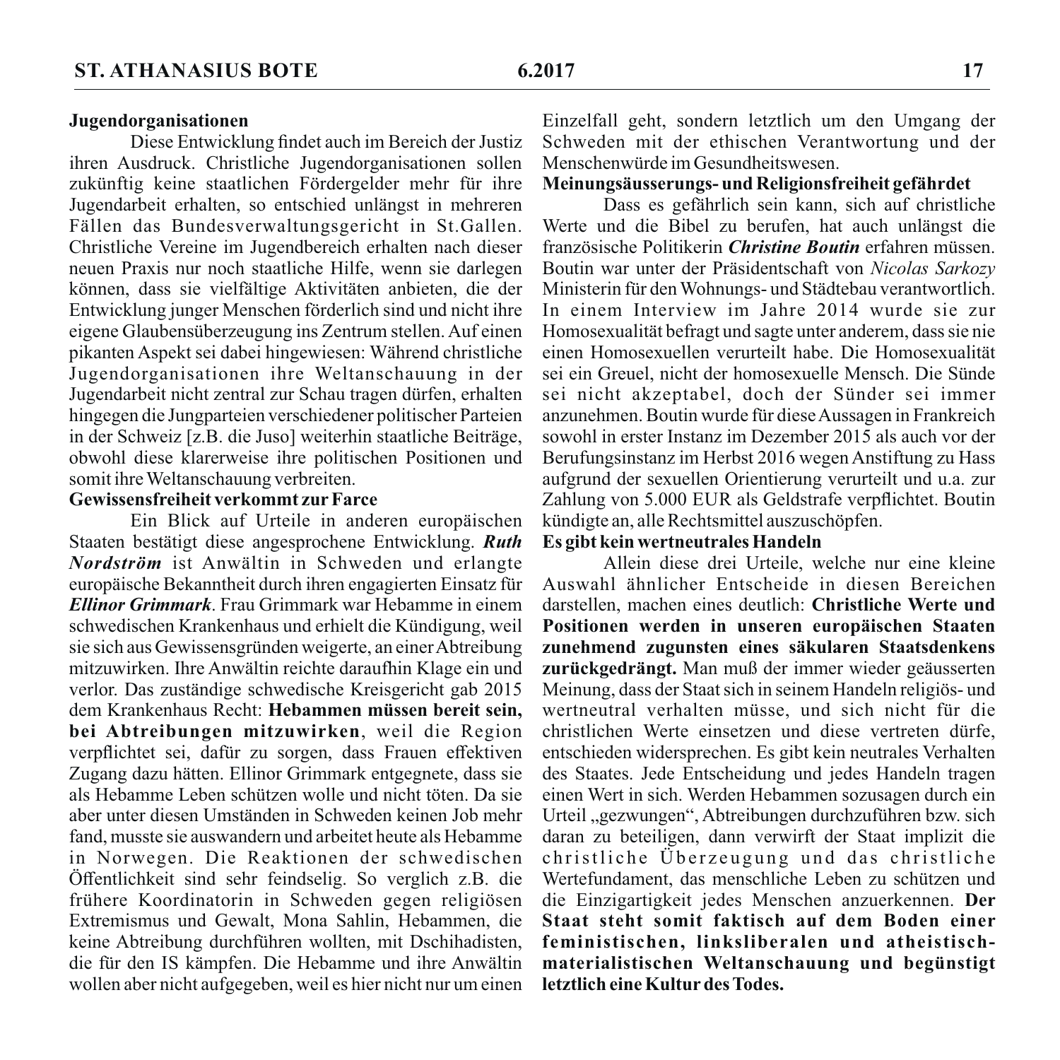**Jugendorganisationen**

Diese Entwicklung findet auch im Bereich der Justiz ihren Ausdruck. Christliche Jugendorganisationen sollen zukünftig keine staatlichen Fördergelder mehr für ihre Jugendarbeit erhalten, so entschied unlängst in mehreren Fällen das Bundesverwaltungsgericht in St.Gallen. Christliche Vereine im Jugendbereich erhalten nach dieser neuen Praxis nur noch staatliche Hilfe, wenn sie darlegen können, dass sie vielfältige Aktivitäten anbieten, die der Entwicklung junger Menschen förderlich sind und nicht ihre eigene Glaubensüberzeugung ins Zentrum stellen. Auf einen pikanten Aspekt sei dabei hingewiesen: Während christliche Jugendorganisationen ihre Weltanschauung in der Jugendarbeit nicht zentral zur Schau tragen dürfen, erhalten hingegen die Jungparteien verschiedener politischer Parteien in der Schweiz [z.B. die Juso] weiterhin staatliche Beiträge, obwohl diese klarerweise ihre politischen Positionen und somit ihre Weltanschauung verbreiten.

**Gewissensfreiheit verkommt zur Farce**

Ein Blick auf Urteile in anderen europäischen Staaten bestätigt diese angesprochene Entwicklung. ***Ruth Nordström*** ist Anwältin in Schweden und erlangte europäische Bekanntheit durch ihren engagierten Einsatz für ***Ellinor Grimmark***. Frau Grimmark war Hebamme in einem schwedischen Krankenhaus und erhielt die Kündigung, weil sie sich aus Gewissensgründen weigerte, an einer Abtreibung mitzuwirken. Ihre Anwältin reichte daraufhin Klage ein und verlor. Das zuständige schwedische Kreisgericht gab 2015 dem Krankenhaus Recht: **Hebammen müssen bereit sein, bei Abtreibungen mitzuwirken**, weil die Region verpflichtet sei, dafür zu sorgen, dass Frauen effektiven Zugang dazu hätten. Ellinor Grimmark entgegnete, dass sie als Hebamme Leben schützen wolle und nicht töten. Da sie aber unter diesen Umständen in Schweden keinen Job mehr fand, musste sie auswandern und arbeitet heute als Hebamme in Norwegen. Die Reaktionen der schwedischen Öffentlichkeit sind sehr feindselig. So verglich z.B. die frühere Koordinatorin in Schweden gegen religiösen Extremismus und Gewalt, Mona Sahlin, Hebammen, die keine Abtreibung durchführen wollten, mit Dschihadisten, die für den IS kämpfen. Die Hebamme und ihre Anwältin wollen aber nicht aufgegeben, weil es hier nicht nur um einen Einzelfall geht, sondern letztlich um den Umgang der Schweden mit der ethischen Verantwortung und der Menschenwürde im Gesundheitswesen.

**Meinungsäusserungs- und Religionsfreiheit gefährdet**

Dass es gefährlich sein kann, sich auf christliche Werte und die Bibel zu berufen, hat auch unlängst die französische Politikerin ***Christine Boutin*** erfahren müssen. Boutin war unter der Präsidentschaft von *Nicolas Sarkozy* Ministerin für den Wohnungs- und Städtebau verantwortlich. In einem Interview im Jahre 2014 wurde sie zur Homosexualität befragt und sagte unter anderem, dass sie nie einen Homosexuellen verurteilt habe. Die Homosexualität sei ein Greuel, nicht der homosexuelle Mensch. Die Sünde sei nicht akzeptabel, doch der Sünder sei immer anzunehmen. Boutin wurde für diese Aussagen in Frankreich sowohl in erster Instanz im Dezember 2015 als auch vor der Berufungsinstanz im Herbst 2016 wegen Anstiftung zu Hass aufgrund der sexuellen Orientierung verurteilt und u.a. zur Zahlung von 5.000 EUR als Geldstrafe verpflichtet. Boutin kündigte an, alle Rechtsmittel auszuschöpfen.

**Es gibt kein wertneutrales Handeln**

Allein diese drei Urteile, welche nur eine kleine Auswahl ähnlicher Entscheide in diesen Bereichen darstellen, machen eines deutlich: **Christliche Werte und Positionen werden in unseren europäischen Staaten zunehmend zugunsten eines säkularen Staatsdenkens zurückgedrängt.** Man muß der immer wieder geäusserten Meinung, dass der Staat sich in seinem Handeln religiös- und wertneutral verhalten müsse, und sich nicht für die christlichen Werte einsetzen und diese vertreten dürfe, entschieden widersprechen. Es gibt kein neutrales Verhalten des Staates. Jede Entscheidung und jedes Handeln tragen einen Wert in sich. Werden Hebammen sozusagen durch ein Urteil „gezwungen", Abtreibungen durchzuführen bzw. sich daran zu beteiligen, dann verwirft der Staat implizit die christliche Überzeugung und das christliche Wertefundament, das menschliche Leben zu schützen und die Einzigartigkeit jedes Menschen anzuerkennen. **Der Staat steht somit faktisch auf dem Boden einer feministischen, linksliberalen und atheistisch-materialistischen Weltanschauung und begünstigt letztlich eine Kultur des Todes.**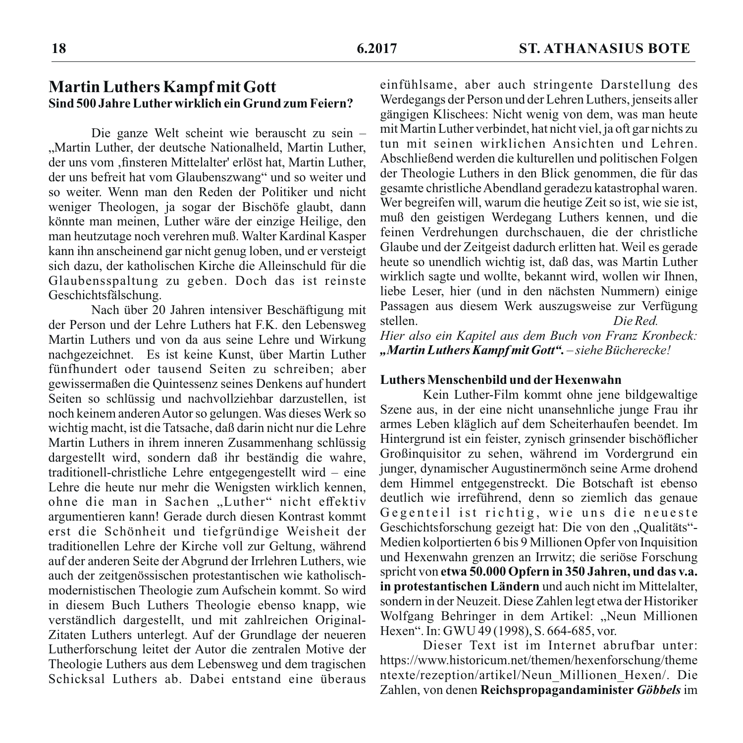## Martin Luthers Kampf mit Gott

### Sind 500 Jahre Luther wirklich ein Grund zum Feiern?

Die ganze Welt scheint wie berauscht zu sein – „Martin Luther, der deutsche Nationalheld, Martin Luther, der uns vom ‚finsteren Mittelalter' erlöst hat, Martin Luther, der uns befreit hat vom Glaubenszwang" und so weiter und so weiter. Wenn man den Reden der Politiker und nicht weniger Theologen, ja sogar der Bischöfe glaubt, dann könnte man meinen, Luther wäre der einzige Heilige, den man heutzutage noch verehren muß. Walter Kardinal Kasper kann ihn anscheinend gar nicht genug loben, und er versteigt sich dazu, der katholischen Kirche die Alleinschuld für die Glaubensspaltung zu geben. Doch das ist reinste Geschichtsfälschung.

Nach über 20 Jahren intensiver Beschäftigung mit der Person und der Lehre Luthers hat F.K. den Lebensweg Martin Luthers und von da aus seine Lehre und Wirkung nachgezeichnet. Es ist keine Kunst, über Martin Luther fünfhundert oder tausend Seiten zu schreiben; aber gewissermaßen die Quintessenz seines Denkens auf hundert Seiten so schlüssig und nachvollziehbar darzustellen, ist noch keinem anderen Autor so gelungen. Was dieses Werk so wichtig macht, ist die Tatsache, daß darin nicht nur die Lehre Martin Luthers in ihrem inneren Zusammenhang schlüssig dargestellt wird, sondern daß ihr beständig die wahre, traditionell-christliche Lehre entgegengestellt wird – eine Lehre die heute nur mehr die Wenigsten wirklich kennen, ohne die man in Sachen „Luther" nicht effektiv argumentieren kann! Gerade durch diesen Kontrast kommt erst die Schönheit und tiefgründige Weisheit der traditionellen Lehre der Kirche voll zur Geltung, während auf der anderen Seite der Abgrund der Irrlehren Luthers, wie auch der zeitgenössischen protestantischen wie katholisch-modernistischen Theologie zum Aufschein kommt. So wird in diesem Buch Luthers Theologie ebenso knapp, wie verständlich dargestellt, und mit zahlreichen Original-Zitaten Luthers unterlegt. Auf der Grundlage der neueren Lutherforschung leitet der Autor die zentralen Motive der Theologie Luthers aus dem Lebensweg und dem tragischen Schicksal Luthers ab. Dabei entstand eine überaus einfühlsame, aber auch stringente Darstellung des Werdegangs der Person und der Lehren Luthers, jenseits aller gängigen Klischees: Nicht wenig von dem, was man heute mit Martin Luther verbindet, hat nicht viel, ja oft gar nichts zu tun mit seinen wirklichen Ansichten und Lehren. Abschließend werden die kulturellen und politischen Folgen der Theologie Luthers in den Blick genommen, die für das gesamte christliche Abendland geradezu katastrophal waren. Wer begreifen will, warum die heutige Zeit so ist, wie sie ist, muß den geistigen Werdegang Luthers kennen, und die feinen Verdrehungen durchschauen, die der christliche Glaube und der Zeitgeist dadurch erlitten hat. Weil es gerade heute so unendlich wichtig ist, daß das, was Martin Luther wirklich sagte und wollte, bekannt wird, wollen wir Ihnen, liebe Leser, hier (und in den nächsten Nummern) einige Passagen aus diesem Werk auszugsweise zur Verfügung stellen. *Die Red.*

*Hier also ein Kapitel aus dem Buch von Franz Kronbeck: **„Martin Luthers Kampf mit Gott".** – siehe Bücherecke!*

**Luthers Menschenbild und der Hexenwahn**

Kein Luther-Film kommt ohne jene bildgewaltige Szene aus, in der eine nicht unansehnliche junge Frau ihr armes Leben kläglich auf dem Scheiterhaufen beendet. Im Hintergrund ist ein feister, zynisch grinsender bischöflicher Großinquisitor zu sehen, während im Vordergrund ein junger, dynamischer Augustinermönch seine Arme drohend dem Himmel entgegenstreckt. Die Botschaft ist ebenso deutlich wie irreführend, denn so ziemlich das genaue Gegenteil ist richtig, wie uns die neueste Geschichtsforschung gezeigt hat: Die von den „Qualitäts"-Medien kolportierten 6 bis 9 Millionen Opfer von Inquisition und Hexenwahn grenzen an Irrwitz; die seriöse Forschung spricht von **etwa 50.000 Opfern in 350 Jahren, und das v.a. in protestantischen Ländern** und auch nicht im Mittelalter, sondern in der Neuzeit. Diese Zahlen legt etwa der Historiker Wolfgang Behringer in dem Artikel: „Neun Millionen Hexen". In: GWU 49 (1998), S. 664-685, vor.

Dieser Text ist im Internet abrufbar unter: https://www.historicum.net/themen/hexenforschung/thementexte/rezeption/artikel/Neun_Millionen_Hexen/. Die Zahlen, von denen **Reichspropagandaminister *Göbbels*** im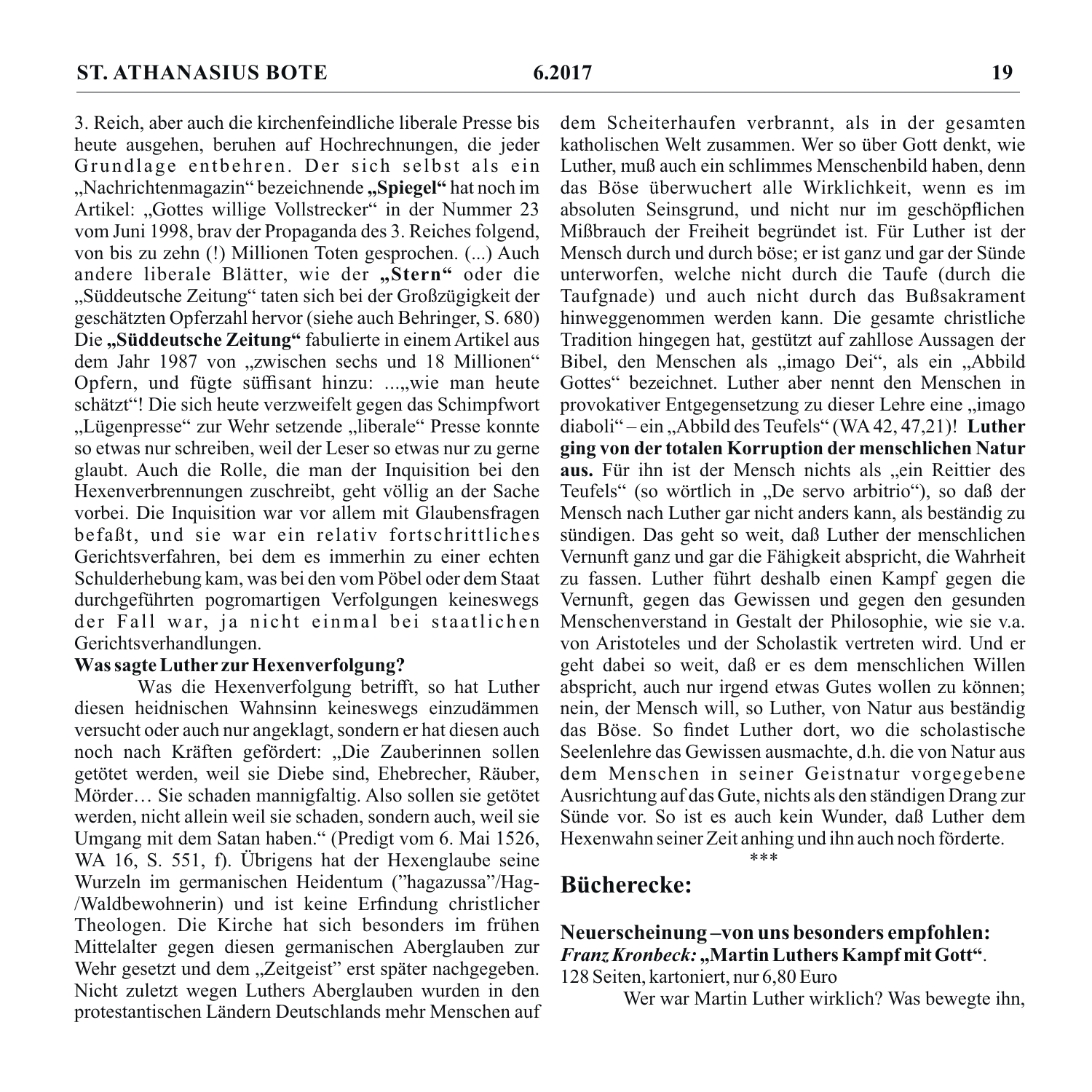3. Reich, aber auch die kirchenfeindliche liberale Presse bis heute ausgehen, beruhen auf Hochrechnungen, die jeder Grundlage entbehren. Der sich selbst als ein „Nachrichtenmagazin" bezeichnende **„Spiegel"** hat noch im Artikel: „Gottes willige Vollstrecker" in der Nummer 23 vom Juni 1998, brav der Propaganda des 3. Reiches folgend, von bis zu zehn (!) Millionen Toten gesprochen. (...) Auch andere liberale Blätter, wie der **„Stern"** oder die „Süddeutsche Zeitung" taten sich bei der Großzügigkeit der geschätzten Opferzahl hervor (siehe auch Behringer, S. 680) Die **„Süddeutsche Zeitung"** fabulierte in einem Artikel aus dem Jahr 1987 von „zwischen sechs und 18 Millionen" Opfern, und fügte süffisant hinzu: ...„wie man heute schätzt"! Die sich heute verzweifelt gegen das Schimpfwort „Lügenpresse" zur Wehr setzende „liberale" Presse konnte so etwas nur schreiben, weil der Leser so etwas nur zu gerne glaubt. Auch die Rolle, die man der Inquisition bei den Hexenverbrennungen zuschreibt, geht völlig an der Sache vorbei. Die Inquisition war vor allem mit Glaubensfragen befaßt, und sie war ein relativ fortschrittliches Gerichtsverfahren, bei dem es immerhin zu einer echten Schulderhebung kam, was bei den vom Pöbel oder dem Staat durchgeführten pogromartigen Verfolgungen keineswegs der Fall war, ja nicht einmal bei staatlichen Gerichtsverhandlungen.

**Was sagte Luther zur Hexenverfolgung?**

Was die Hexenverfolgung betrifft, so hat Luther diesen heidnischen Wahnsinn keineswegs einzudämmen versucht oder auch nur angeklagt, sondern er hat diesen auch noch nach Kräften gefördert: „Die Zauberinnen sollen getötet werden, weil sie Diebe sind, Ehebrecher, Räuber, Mörder… Sie schaden mannigfaltig. Also sollen sie getötet werden, nicht allein weil sie schaden, sondern auch, weil sie Umgang mit dem Satan haben." (Predigt vom 6. Mai 1526, WA 16, S. 551, f). Übrigens hat der Hexenglaube seine Wurzeln im germanischen Heidentum ("hagazussa"/Hag-/Waldbewohnerin) und ist keine Erfindung christlicher Theologen. Die Kirche hat sich besonders im frühen Mittelalter gegen diesen germanischen Aberglauben zur Wehr gesetzt und dem „Zeitgeist" erst später nachgegeben. Nicht zuletzt wegen Luthers Aberglauben wurden in den protestantischen Ländern Deutschlands mehr Menschen auf dem Scheiterhaufen verbrannt, als in der gesamten katholischen Welt zusammen. Wer so über Gott denkt, wie Luther, muß auch ein schlimmes Menschenbild haben, denn das Böse überwuchert alle Wirklichkeit, wenn es im absoluten Seinsgrund, und nicht nur im geschöpflichen Mißbrauch der Freiheit begründet ist. Für Luther ist der Mensch durch und durch böse; er ist ganz und gar der Sünde unterworfen, welche nicht durch die Taufe (durch die Taufgnade) und auch nicht durch das Bußsakrament hinweggenommen werden kann. Die gesamte christliche Tradition hingegen hat, gestützt auf zahllose Aussagen der Bibel, den Menschen als „imago Dei", als ein „Abbild Gottes" bezeichnet. Luther aber nennt den Menschen in provokativer Entgegensetzung zu dieser Lehre eine „imago diaboli" – ein „Abbild des Teufels" (WA 42, 47,21)! **Luther ging von der totalen Korruption der menschlichen Natur aus.** Für ihn ist der Mensch nichts als „ein Reittier des Teufels" (so wörtlich in „De servo arbitrio"), so daß der Mensch nach Luther gar nicht anders kann, als beständig zu sündigen. Das geht so weit, daß Luther der menschlichen Vernunft ganz und gar die Fähigkeit abspricht, die Wahrheit zu fassen. Luther führt deshalb einen Kampf gegen die Vernunft, gegen das Gewissen und gegen den gesunden Menschenverstand in Gestalt der Philosophie, wie sie v.a. von Aristoteles und der Scholastik vertreten wird. Und er geht dabei so weit, daß er es dem menschlichen Willen abspricht, auch nur irgend etwas Gutes wollen zu können; nein, der Mensch will, so Luther, von Natur aus beständig das Böse. So findet Luther dort, wo die scholastische Seelenlehre das Gewissen ausmachte, d.h. die von Natur aus dem Menschen in seiner Geistnatur vorgegebene Ausrichtung auf das Gute, nichts als den ständigen Drang zur Sünde vor. So ist es auch kein Wunder, daß Luther dem Hexenwahn seiner Zeit anhing und ihn auch noch förderte.

\*\*\*

## Bücherecke:

**Neuerscheinung –von uns besonders empfohlen:**
***Franz Kronbeck:* „Martin Luthers Kampf mit Gott"**.
128 Seiten, kartoniert, nur 6,80 Euro

Wer war Martin Luther wirklich? Was bewegte ihn,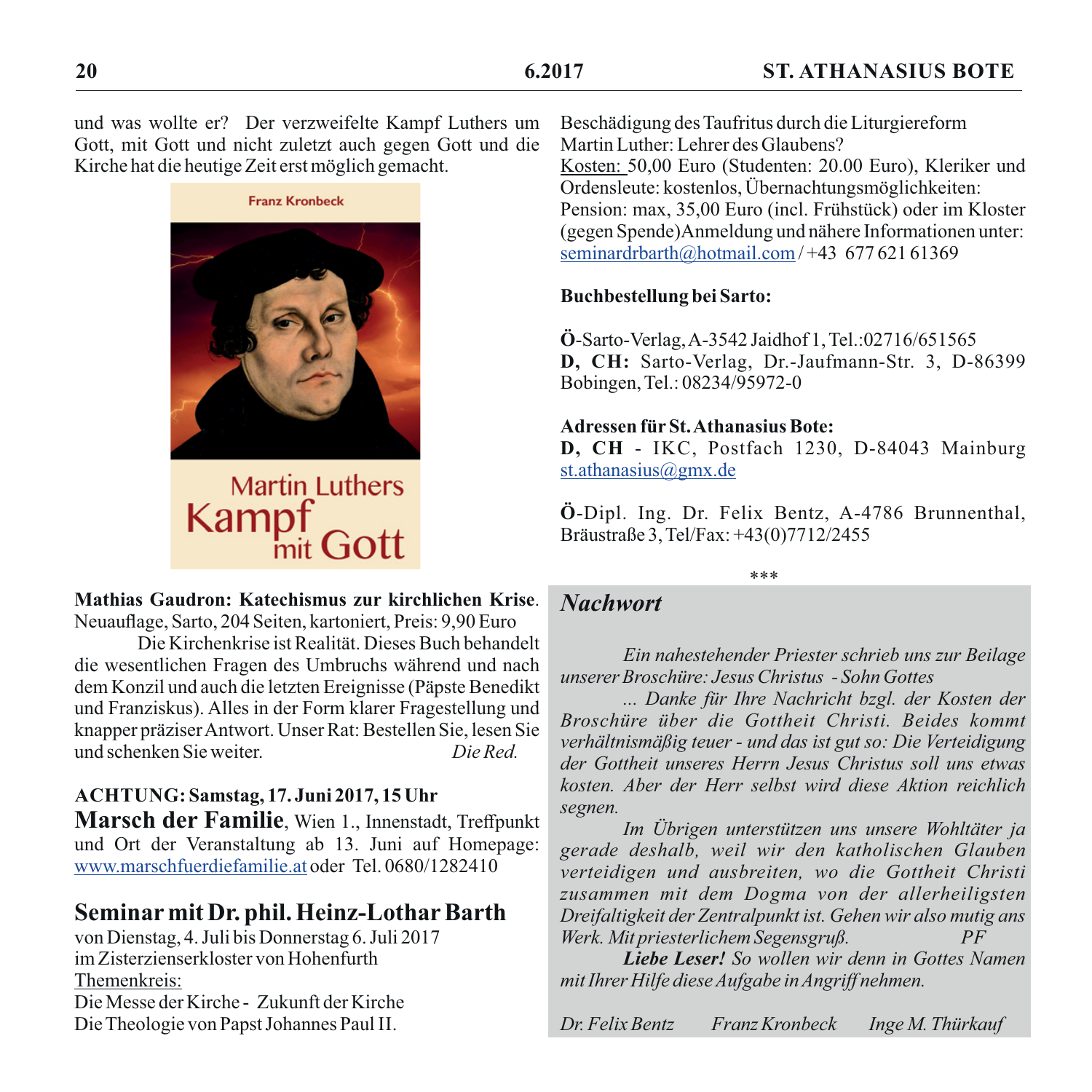und was wollte er? Der verzweifelte Kampf Luthers um Gott, mit Gott und nicht zuletzt auch gegen Gott und die Kirche hat die heutige Zeit erst möglich gemacht.

Franz Kronbeck

Martin Luthers Kampf mit Gott

**Mathias Gaudron: Katechismus zur kirchlichen Krise**. Neuauflage, Sarto, 204 Seiten, kartoniert, Preis: 9,90 Euro

Die Kirchenkrise ist Realität. Dieses Buch behandelt die wesentlichen Fragen des Umbruchs während und nach dem Konzil und auch die letzten Ereignisse (Päpste Benedikt und Franziskus). Alles in der Form klarer Fragestellung und knapper präziser Antwort. Unser Rat: Bestellen Sie, lesen Sie und schenken Sie weiter. *Die Red.*

**ACHTUNG: Samstag, 17. Juni 2017, 15 Uhr**
**Marsch der Familie**, Wien 1., Innenstadt, Treffpunkt und Ort der Veranstaltung ab 13. Juni auf Homepage: www.marschfuerdiefamilie.at oder Tel. 0680/1282410

## Seminar mit Dr. phil. Heinz-Lothar Barth

von Dienstag, 4. Juli bis Donnerstag 6. Juli 2017
im Zisterzienserkloster von Hohenfurth
Themenkreis:
Die Messe der Kirche - Zukunft der Kirche
Die Theologie von Papst Johannes Paul II.
Beschädigung des Taufritus durch die Liturgiereform
Martin Luther: Lehrer des Glaubens?
Kosten: 50,00 Euro (Studenten: 20.00 Euro), Kleriker und Ordensleute: kostenlos, Übernachtungsmöglichkeiten: Pension: max, 35,00 Euro (incl. Frühstück) oder im Kloster (gegen Spende) Anmeldung und nähere Informationen unter: seminardrbarth@hotmail.com / +43 677 621 61369

**Buchbestellung bei Sarto:**

**Ö**-Sarto-Verlag, A-3542 Jaidhof 1, Tel.:02716/651565
**D, CH:** Sarto-Verlag, Dr.-Jaufmann-Str. 3, D-86399 Bobingen, Tel.: 08234/95972-0

**Adressen für St. Athanasius Bote:**
**D, CH** - IKC, Postfach 1230, D-84043 Mainburg
st.athanasius@gmx.de

**Ö**-Dipl. Ing. Dr. Felix Bentz, A-4786 Brunnenthal, Bräustraße 3, Tel/Fax: +43(0)7712/2455

\*\*\*

## *Nachwort*

*Ein nahestehender Priester schrieb uns zur Beilage unserer Broschüre: Jesus Christus - Sohn Gottes*

*... Danke für Ihre Nachricht bzgl. der Kosten der Broschüre über die Gottheit Christi. Beides kommt verhältnismäßig teuer - und das ist gut so: Die Verteidigung der Gottheit unseres Herrn Jesus Christus soll uns etwas kosten. Aber der Herr selbst wird diese Aktion reichlich segnen.*

*Im Übrigen unterstützen uns unsere Wohltäter ja gerade deshalb, weil wir den katholischen Glauben verteidigen und ausbreiten, wo die Gottheit Christi zusammen mit dem Dogma von der allerheiligsten Dreifaltigkeit der Zentralpunkt ist. Gehen wir also mutig ans Werk. Mit priesterlichem Segensgruß.* *PF*

***Liebe Leser!*** *So wollen wir denn in Gottes Namen mit Ihrer Hilfe diese Aufgabe in Angriff nehmen.*

*Dr. Felix Bentz* *Franz Kronbeck* *Inge M. Thürkauf*